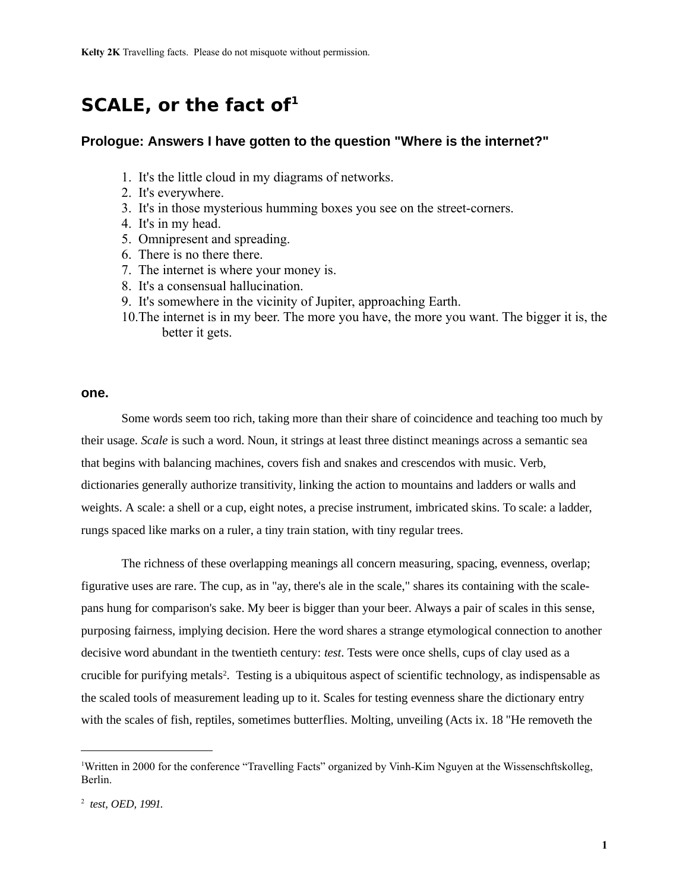# SCALE, or the fact of[1]

## Prologue: Answers I have gotten to the question "Where is the internet?"

1. It's the little cloud in my diagrams of networks.
2. It's everywhere.
3. It's in those mysterious humming boxes you see on the street-corners.
4. It's in my head.
5. Omnipresent and spreading.
6. There is no there there.
7. The internet is where your money is.
8. It's a consensual hallucination.
9. It's somewhere in the vicinity of Jupiter, approaching Earth.
10. The internet is in my beer. The more you have, the more you want. The bigger it is, the better it gets.

### one.

Some words seem too rich, taking more than their share of coincidence and teaching too much by their usage. *Scale* is such a word. Noun, it strings at least three distinct meanings across a semantic sea that begins with balancing machines, covers fish and snakes and crescendos with music. Verb, dictionaries generally authorize transitivity, linking the action to mountains and ladders or walls and weights. A scale: a shell or a cup, eight notes, a precise instrument, imbricated skins. To scale: a ladder, rungs spaced like marks on a ruler, a tiny train station, with tiny regular trees.

The richness of these overlapping meanings all concern measuring, spacing, evenness, overlap; figurative uses are rare. The cup, as in "ay, there's ale in the scale," shares its containing with the scale-pans hung for comparison's sake. My beer is bigger than your beer. Always a pair of scales in this sense, purposing fairness, implying decision. Here the word shares a strange etymological connection to another decisive word abundant in the twentieth century: *test*. Tests were once shells, cups of clay used as a crucible for purifying metals[2]. Testing is a ubiquitous aspect of scientific technology, as indispensable as the scaled tools of measurement leading up to it. Scales for testing evenness share the dictionary entry with the scales of fish, reptiles, sometimes butterflies. Molting, unveiling (Acts ix. 18 "He removeth the

---

[1] Written in 2000 for the conference "Travelling Facts" organized by Vinh-Kim Nguyen at the Wissenschftskolleg, Berlin.

[2] *test, OED, 1991.*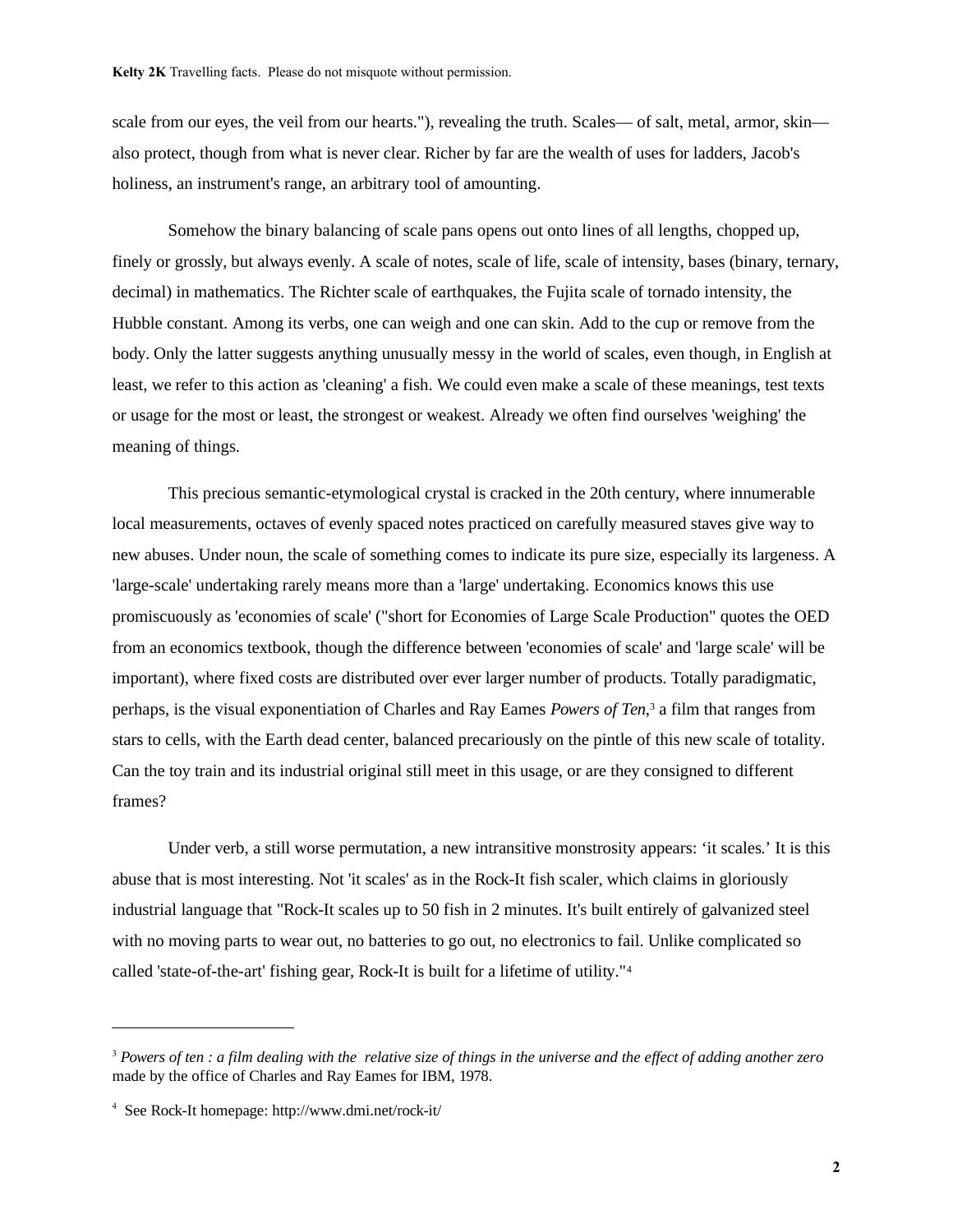scale from our eyes, the veil from our hearts."), revealing the truth. Scales— of salt, metal, armor, skin— also protect, though from what is never clear. Richer by far are the wealth of uses for ladders, Jacob's holiness, an instrument's range, an arbitrary tool of amounting.

Somehow the binary balancing of scale pans opens out onto lines of all lengths, chopped up, finely or grossly, but always evenly. A scale of notes, scale of life, scale of intensity, bases (binary, ternary, decimal) in mathematics. The Richter scale of earthquakes, the Fujita scale of tornado intensity, the Hubble constant. Among its verbs, one can weigh and one can skin. Add to the cup or remove from the body. Only the latter suggests anything unusually messy in the world of scales, even though, in English at least, we refer to this action as 'cleaning' a fish. We could even make a scale of these meanings, test texts or usage for the most or least, the strongest or weakest. Already we often find ourselves 'weighing' the meaning of things.

This precious semantic-etymological crystal is cracked in the 20th century, where innumerable local measurements, octaves of evenly spaced notes practiced on carefully measured staves give way to new abuses. Under noun, the scale of something comes to indicate its pure size, especially its largeness. A 'large-scale' undertaking rarely means more than a 'large' undertaking. Economics knows this use promiscuously as 'economies of scale' ("short for Economies of Large Scale Production" quotes the OED from an economics textbook, though the difference between 'economies of scale' and 'large scale' will be important), where fixed costs are distributed over ever larger number of products. Totally paradigmatic, perhaps, is the visual exponentiation of Charles and Ray Eames *Powers of Ten*,[3] a film that ranges from stars to cells, with the Earth dead center, balanced precariously on the pintle of this new scale of totality. Can the toy train and its industrial original still meet in this usage, or are they consigned to different frames?

Under verb, a still worse permutation, a new intransitive monstrosity appears: 'it scales.' It is this abuse that is most interesting. Not 'it scales' as in the Rock-It fish scaler, which claims in gloriously industrial language that "Rock-It scales up to 50 fish in 2 minutes. It's built entirely of galvanized steel with no moving parts to wear out, no batteries to go out, no electronics to fail. Unlike complicated so called 'state-of-the-art' fishing gear, Rock-It is built for a lifetime of utility."[4]

---

[3] *Powers of ten : a film dealing with the relative size of things in the universe and the effect of adding another zero* made by the office of Charles and Ray Eames for IBM, 1978.

[4] See Rock-It homepage: http://www.dmi.net/rock-it/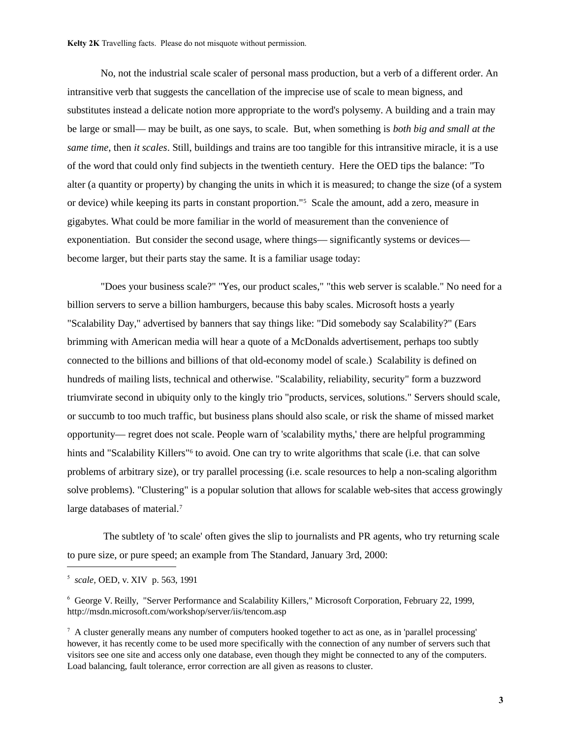No, not the industrial scale scaler of personal mass production, but a verb of a different order. An intransitive verb that suggests the cancellation of the imprecise use of scale to mean bigness, and substitutes instead a delicate notion more appropriate to the word's polysemy. A building and a train may be large or small— may be built, as one says, to scale. But, when something is *both big and small at the same time*, then *it scales*. Still, buildings and trains are too tangible for this intransitive miracle, it is a use of the word that could only find subjects in the twentieth century. Here the OED tips the balance: "To alter (a quantity or property) by changing the units in which it is measured; to change the size (of a system or device) while keeping its parts in constant proportion."[5] Scale the amount, add a zero, measure in gigabytes. What could be more familiar in the world of measurement than the convenience of exponentiation. But consider the second usage, where things— significantly systems or devices— become larger, but their parts stay the same. It is a familiar usage today:

"Does your business scale?" "Yes, our product scales," "this web server is scalable." No need for a billion servers to serve a billion hamburgers, because this baby scales. Microsoft hosts a yearly "Scalability Day," advertised by banners that say things like: "Did somebody say Scalability?" (Ears brimming with American media will hear a quote of a McDonalds advertisement, perhaps too subtly connected to the billions and billions of that old-economy model of scale.) Scalability is defined on hundreds of mailing lists, technical and otherwise. "Scalability, reliability, security" form a buzzword triumvirate second in ubiquity only to the kingly trio "products, services, solutions." Servers should scale, or succumb to too much traffic, but business plans should also scale, or risk the shame of missed market opportunity— regret does not scale. People warn of 'scalability myths,' there are helpful programming hints and "Scalability Killers"[6] to avoid. One can try to write algorithms that scale (i.e. that can solve problems of arbitrary size), or try parallel processing (i.e. scale resources to help a non-scaling algorithm solve problems). "Clustering" is a popular solution that allows for scalable web-sites that access growingly large databases of material.[7]

The subtlety of 'to scale' often gives the slip to journalists and PR agents, who try returning scale to pure size, or pure speed; an example from The Standard, January 3rd, 2000:

---

[5] *scale*, OED, v. XIV p. 563, 1991

[6] George V. Reilly, "Server Performance and Scalability Killers," Microsoft Corporation, February 22, 1999, http://msdn.microsoft.com/workshop/server/iis/tencom.asp

[7] A cluster generally means any number of computers hooked together to act as one, as in 'parallel processing' however, it has recently come to be used more specifically with the connection of any number of servers such that visitors see one site and access only one database, even though they might be connected to any of the computers. Load balancing, fault tolerance, error correction are all given as reasons to cluster.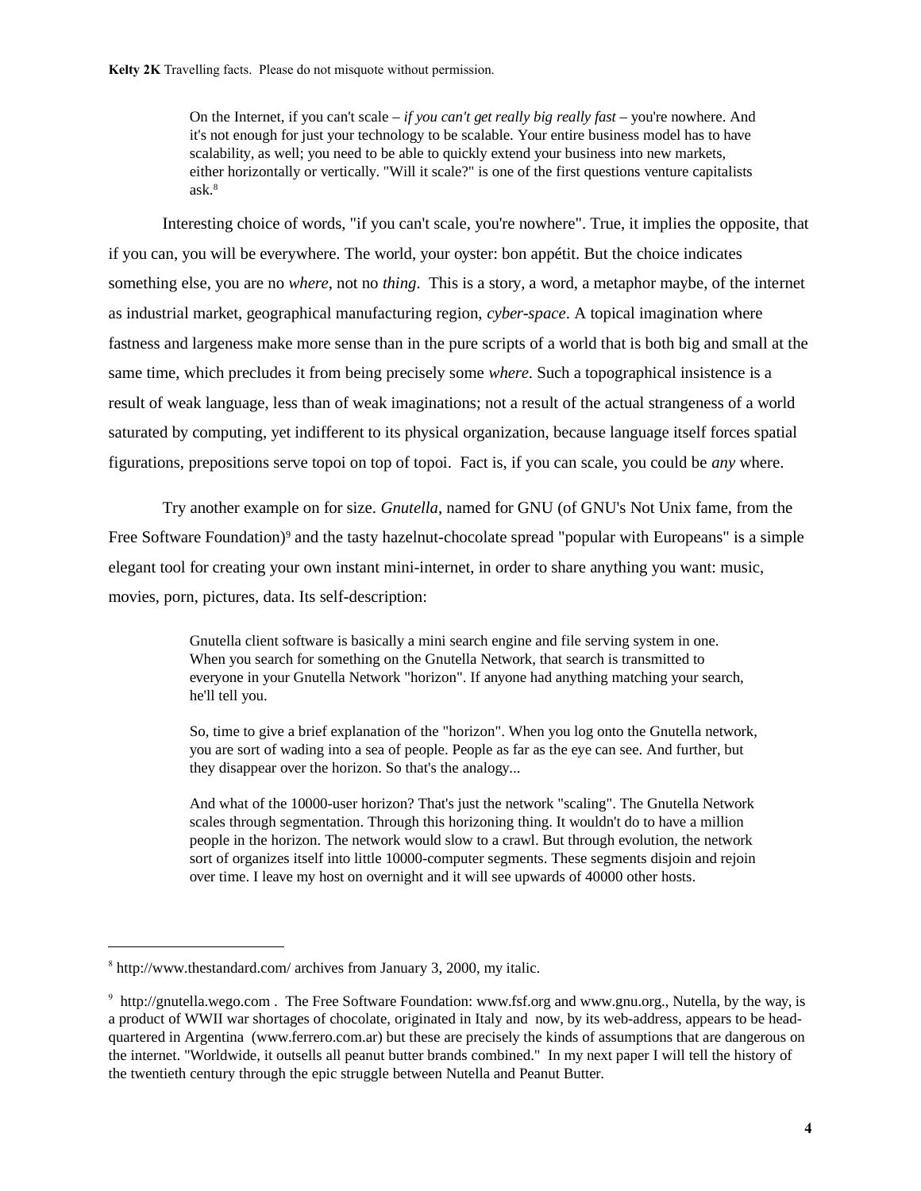> On the Internet, if you can't scale – *if you can't get really big really fast* – you're nowhere. And it's not enough for just your technology to be scalable. Your entire business model has to have scalability, as well; you need to be able to quickly extend your business into new markets, either horizontally or vertically. "Will it scale?" is one of the first questions venture capitalists ask.[8]

Interesting choice of words, "if you can't scale, you're nowhere". True, it implies the opposite, that if you can, you will be everywhere. The world, your oyster: bon appétit. But the choice indicates something else, you are no *where*, not no *thing*. This is a story, a word, a metaphor maybe, of the internet as industrial market, geographical manufacturing region, *cyber-space*. A topical imagination where fastness and largeness make more sense than in the pure scripts of a world that is both big and small at the same time, which precludes it from being precisely some *where*. Such a topographical insistence is a result of weak language, less than of weak imaginations; not a result of the actual strangeness of a world saturated by computing, yet indifferent to its physical organization, because language itself forces spatial figurations, prepositions serve topoi on top of topoi. Fact is, if you can scale, you could be *any* where.

Try another example on for size. *Gnutella*, named for GNU (of GNU's Not Unix fame, from the Free Software Foundation)[9] and the tasty hazelnut-chocolate spread "popular with Europeans" is a simple elegant tool for creating your own instant mini-internet, in order to share anything you want: music, movies, porn, pictures, data. Its self-description:

> Gnutella client software is basically a mini search engine and file serving system in one. When you search for something on the Gnutella Network, that search is transmitted to everyone in your Gnutella Network "horizon". If anyone had anything matching your search, he'll tell you.
>
> So, time to give a brief explanation of the "horizon". When you log onto the Gnutella network, you are sort of wading into a sea of people. People as far as the eye can see. And further, but they disappear over the horizon. So that's the analogy...
>
> And what of the 10000-user horizon? That's just the network "scaling". The Gnutella Network scales through segmentation. Through this horizoning thing. It wouldn't do to have a million people in the horizon. The network would slow to a crawl. But through evolution, the network sort of organizes itself into little 10000-computer segments. These segments disjoin and rejoin over time. I leave my host on overnight and it will see upwards of 40000 other hosts.

---

[8] http://www.thestandard.com/ archives from January 3, 2000, my italic.

[9] http://gnutella.wego.com . The Free Software Foundation: www.fsf.org and www.gnu.org., Nutella, by the way, is a product of WWII war shortages of chocolate, originated in Italy and now, by its web-address, appears to be head-quartered in Argentina (www.ferrero.com.ar) but these are precisely the kinds of assumptions that are dangerous on the internet. "Worldwide, it outsells all peanut butter brands combined." In my next paper I will tell the history of the twentieth century through the epic struggle between Nutella and Peanut Butter.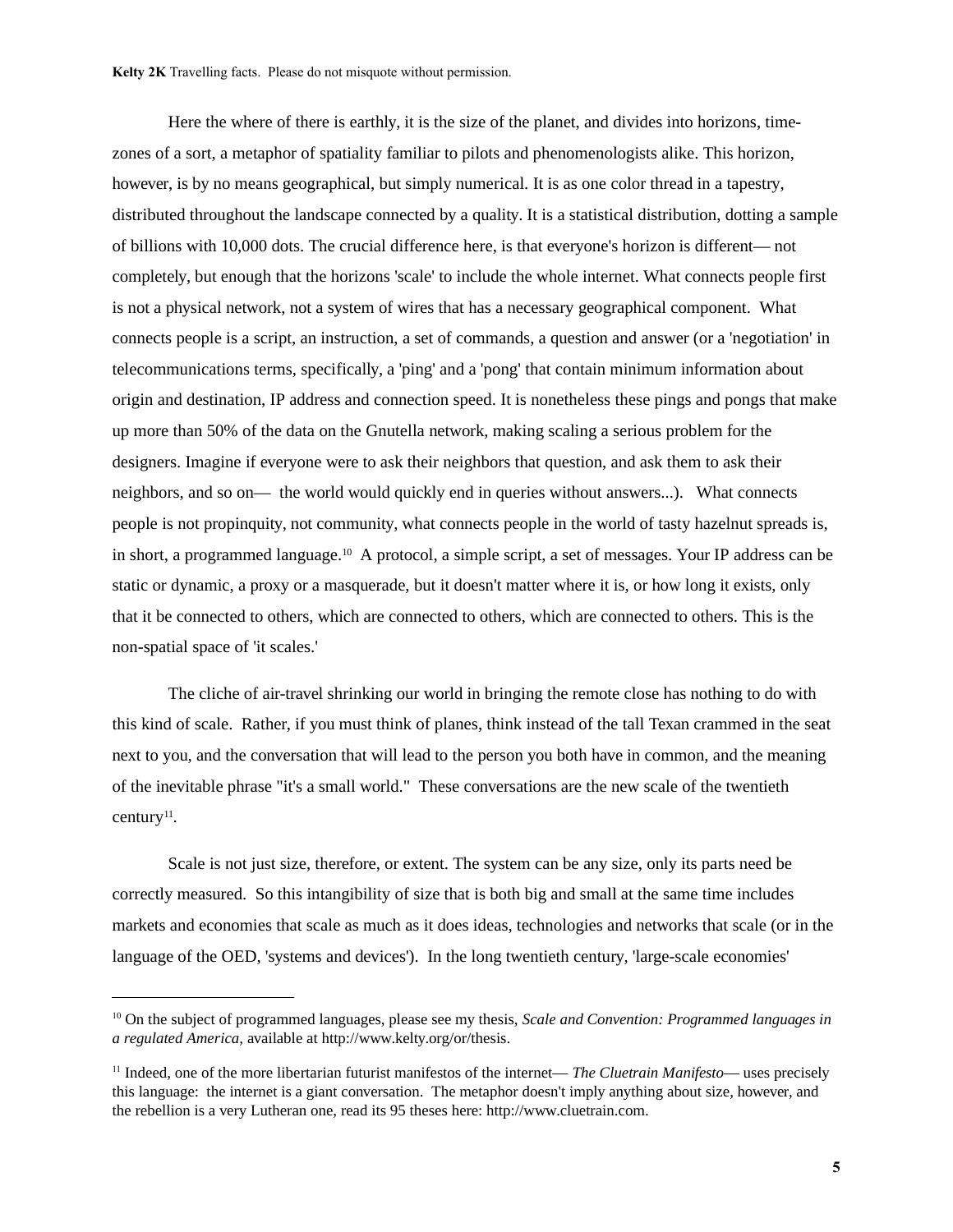Here the where of there is earthly, it is the size of the planet, and divides into horizons, time-zones of a sort, a metaphor of spatiality familiar to pilots and phenomenologists alike. This horizon, however, is by no means geographical, but simply numerical. It is as one color thread in a tapestry, distributed throughout the landscape connected by a quality. It is a statistical distribution, dotting a sample of billions with 10,000 dots. The crucial difference here, is that everyone's horizon is different— not completely, but enough that the horizons 'scale' to include the whole internet. What connects people first is not a physical network, not a system of wires that has a necessary geographical component. What connects people is a script, an instruction, a set of commands, a question and answer (or a 'negotiation' in telecommunications terms, specifically, a 'ping' and a 'pong' that contain minimum information about origin and destination, IP address and connection speed. It is nonetheless these pings and pongs that make up more than 50% of the data on the Gnutella network, making scaling a serious problem for the designers. Imagine if everyone were to ask their neighbors that question, and ask them to ask their neighbors, and so on— the world would quickly end in queries without answers...). What connects people is not propinquity, not community, what connects people in the world of tasty hazelnut spreads is, in short, a programmed language.[10] A protocol, a simple script, a set of messages. Your IP address can be static or dynamic, a proxy or a masquerade, but it doesn't matter where it is, or how long it exists, only that it be connected to others, which are connected to others, which are connected to others. This is the non-spatial space of 'it scales.'

The cliche of air-travel shrinking our world in bringing the remote close has nothing to do with this kind of scale. Rather, if you must think of planes, think instead of the tall Texan crammed in the seat next to you, and the conversation that will lead to the person you both have in common, and the meaning of the inevitable phrase "it's a small world." These conversations are the new scale of the twentieth century[11].

Scale is not just size, therefore, or extent. The system can be any size, only its parts need be correctly measured. So this intangibility of size that is both big and small at the same time includes markets and economies that scale as much as it does ideas, technologies and networks that scale (or in the language of the OED, 'systems and devices'). In the long twentieth century, 'large-scale economies'

---

[10] On the subject of programmed languages, please see my thesis, *Scale and Convention: Programmed languages in a regulated America*, available at http://www.kelty.org/or/thesis.

[11] Indeed, one of the more libertarian futurist manifestos of the internet— *The Cluetrain Manifesto*— uses precisely this language: the internet is a giant conversation. The metaphor doesn't imply anything about size, however, and the rebellion is a very Lutheran one, read its 95 theses here: http://www.cluetrain.com.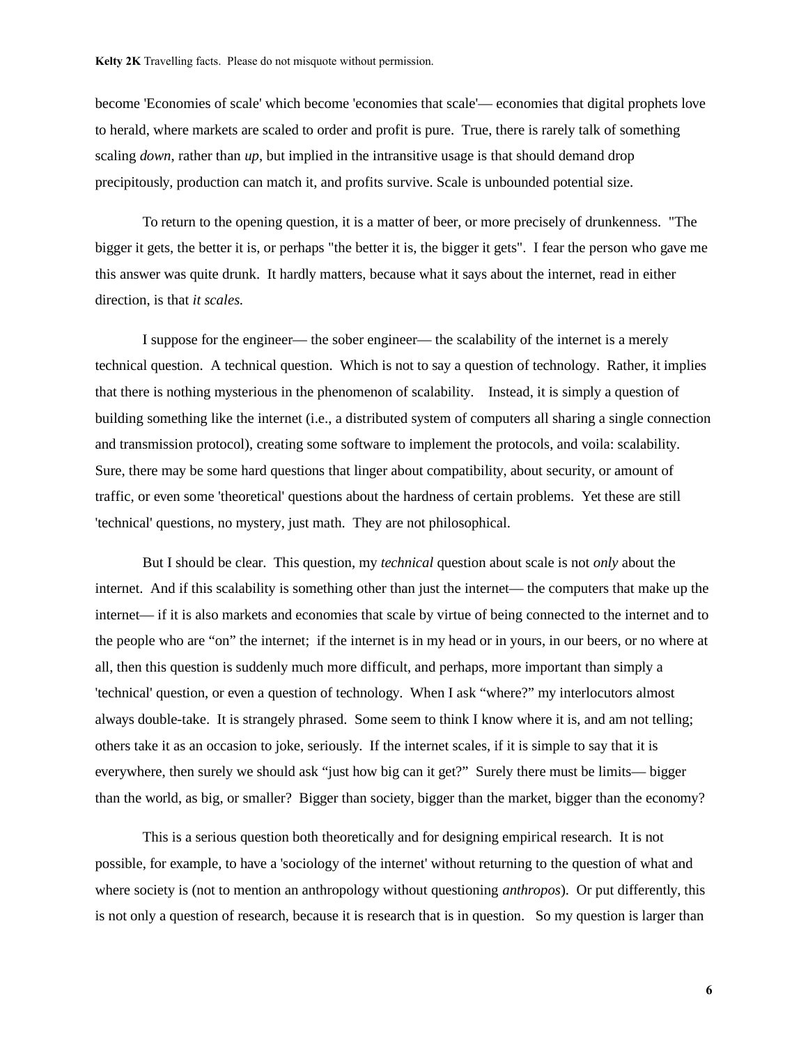become 'Economies of scale' which become 'economies that scale'— economies that digital prophets love to herald, where markets are scaled to order and profit is pure. True, there is rarely talk of something scaling *down*, rather than *up*, but implied in the intransitive usage is that should demand drop precipitously, production can match it, and profits survive. Scale is unbounded potential size.

To return to the opening question, it is a matter of beer, or more precisely of drunkenness. "The bigger it gets, the better it is, or perhaps "the better it is, the bigger it gets". I fear the person who gave me this answer was quite drunk. It hardly matters, because what it says about the internet, read in either direction, is that *it scales.*

I suppose for the engineer— the sober engineer— the scalability of the internet is a merely technical question. A technical question. Which is not to say a question of technology. Rather, it implies that there is nothing mysterious in the phenomenon of scalability. Instead, it is simply a question of building something like the internet (i.e., a distributed system of computers all sharing a single connection and transmission protocol), creating some software to implement the protocols, and voila: scalability. Sure, there may be some hard questions that linger about compatibility, about security, or amount of traffic, or even some 'theoretical' questions about the hardness of certain problems. Yet these are still 'technical' questions, no mystery, just math. They are not philosophical.

But I should be clear. This question, my *technical* question about scale is not *only* about the internet. And if this scalability is something other than just the internet— the computers that make up the internet— if it is also markets and economies that scale by virtue of being connected to the internet and to the people who are "on" the internet; if the internet is in my head or in yours, in our beers, or no where at all, then this question is suddenly much more difficult, and perhaps, more important than simply a 'technical' question, or even a question of technology. When I ask "where?" my interlocutors almost always double-take. It is strangely phrased. Some seem to think I know where it is, and am not telling; others take it as an occasion to joke, seriously. If the internet scales, if it is simple to say that it is everywhere, then surely we should ask "just how big can it get?" Surely there must be limits— bigger than the world, as big, or smaller? Bigger than society, bigger than the market, bigger than the economy?

This is a serious question both theoretically and for designing empirical research. It is not possible, for example, to have a 'sociology of the internet' without returning to the question of what and where society is (not to mention an anthropology without questioning *anthropos*). Or put differently, this is not only a question of research, because it is research that is in question. So my question is larger than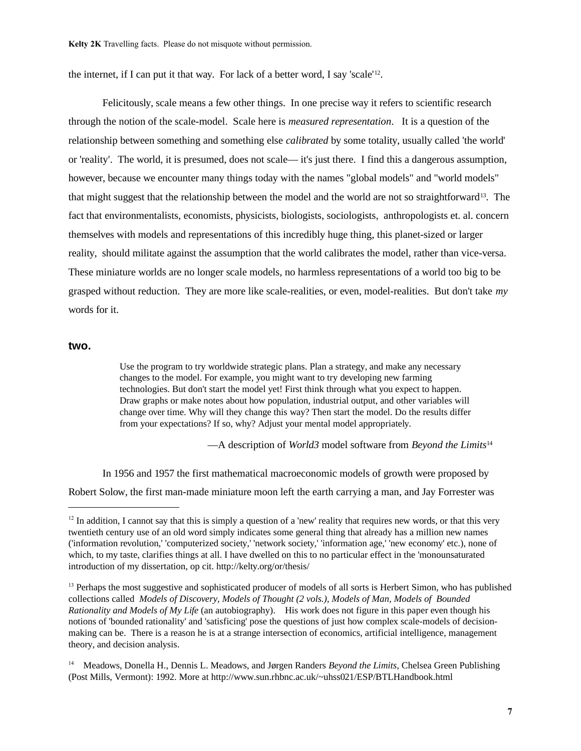the internet, if I can put it that way. For lack of a better word, I say 'scale'[12].

Felicitously, scale means a few other things. In one precise way it refers to scientific research through the notion of the scale-model. Scale here is *measured representation*. It is a question of the relationship between something and something else *calibrated* by some totality, usually called 'the world' or 'reality'. The world, it is presumed, does not scale— it's just there. I find this a dangerous assumption, however, because we encounter many things today with the names "global models" and "world models" that might suggest that the relationship between the model and the world are not so straightforward[13]. The fact that environmentalists, economists, physicists, biologists, sociologists, anthropologists et. al. concern themselves with models and representations of this incredibly huge thing, this planet-sized or larger reality, should militate against the assumption that the world calibrates the model, rather than vice-versa. These miniature worlds are no longer scale models, no harmless representations of a world too big to be grasped without reduction. They are more like scale-realities, or even, model-realities. But don't take *my* words for it.

## two.

> Use the program to try worldwide strategic plans. Plan a strategy, and make any necessary changes to the model. For example, you might want to try developing new farming technologies. But don't start the model yet! First think through what you expect to happen. Draw graphs or make notes about how population, industrial output, and other variables will change over time. Why will they change this way? Then start the model. Do the results differ from your expectations? If so, why? Adjust your mental model appropriately.
>
> —A description of *World3* model software from *Beyond the Limits*[14]

In 1956 and 1957 the first mathematical macroeconomic models of growth were proposed by Robert Solow, the first man-made miniature moon left the earth carrying a man, and Jay Forrester was

---

[12] In addition, I cannot say that this is simply a question of a 'new' reality that requires new words, or that this very twentieth century use of an old word simply indicates some general thing that already has a million new names ('information revolution,' 'computerized society,' 'network society,' 'information age,' 'new economy' etc.), none of which, to my taste, clarifies things at all. I have dwelled on this to no particular effect in the 'monounsaturated introduction of my dissertation, op cit. http://kelty.org/or/thesis/

[13] Perhaps the most suggestive and sophisticated producer of models of all sorts is Herbert Simon, who has published collections called *Models of Discovery, Models of Thought (2 vols.), Models of Man, Models of Bounded Rationality and Models of My Life* (an autobiography). His work does not figure in this paper even though his notions of 'bounded rationality' and 'satisficing' pose the questions of just how complex scale-models of decision-making can be. There is a reason he is at a strange intersection of economics, artificial intelligence, management theory, and decision analysis.

[14] Meadows, Donella H., Dennis L. Meadows, and Jørgen Randers *Beyond the Limits,* Chelsea Green Publishing (Post Mills, Vermont): 1992. More at http://www.sun.rhbnc.ac.uk/~uhss021/ESP/BTLHandbook.html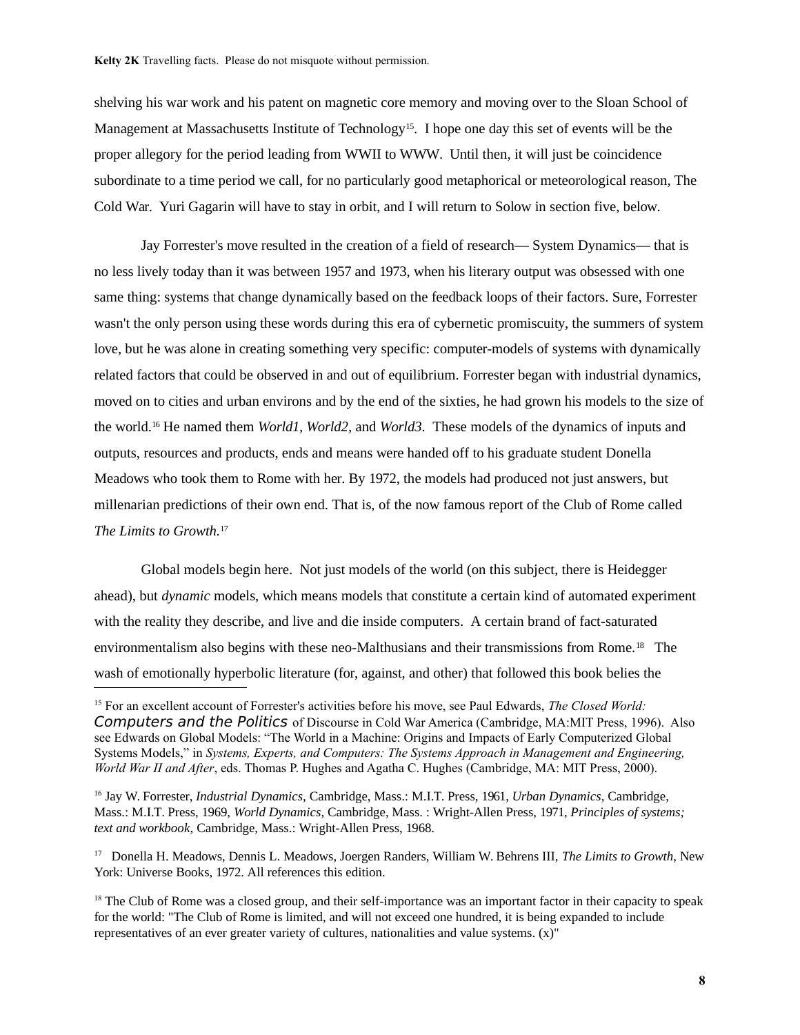shelving his war work and his patent on magnetic core memory and moving over to the Sloan School of Management at Massachusetts Institute of Technology[15]. I hope one day this set of events will be the proper allegory for the period leading from WWII to WWW. Until then, it will just be coincidence subordinate to a time period we call, for no particularly good metaphorical or meteorological reason, The Cold War. Yuri Gagarin will have to stay in orbit, and I will return to Solow in section five, below.

Jay Forrester's move resulted in the creation of a field of research— System Dynamics— that is no less lively today than it was between 1957 and 1973, when his literary output was obsessed with one same thing: systems that change dynamically based on the feedback loops of their factors. Sure, Forrester wasn't the only person using these words during this era of cybernetic promiscuity, the summers of system love, but he was alone in creating something very specific: computer-models of systems with dynamically related factors that could be observed in and out of equilibrium. Forrester began with industrial dynamics, moved on to cities and urban environs and by the end of the sixties, he had grown his models to the size of the world.[16] He named them *World1, World2,* and *World3*. These models of the dynamics of inputs and outputs, resources and products, ends and means were handed off to his graduate student Donella Meadows who took them to Rome with her. By 1972, the models had produced not just answers, but millenarian predictions of their own end. That is, of the now famous report of the Club of Rome called *The Limits to Growth.*[17]

Global models begin here. Not just models of the world (on this subject, there is Heidegger ahead), but *dynamic* models, which means models that constitute a certain kind of automated experiment with the reality they describe, and live and die inside computers. A certain brand of fact-saturated environmentalism also begins with these neo-Malthusians and their transmissions from Rome.[18] The wash of emotionally hyperbolic literature (for, against, and other) that followed this book belies the

---

[15] For an excellent account of Forrester's activities before his move, see Paul Edwards, *The Closed World: Computers and the Politics* of Discourse in Cold War America (Cambridge, MA:MIT Press, 1996). Also see Edwards on Global Models: "The World in a Machine: Origins and Impacts of Early Computerized Global Systems Models," in *Systems, Experts, and Computers: The Systems Approach in Management and Engineering, World War II and After*, eds. Thomas P. Hughes and Agatha C. Hughes (Cambridge, MA: MIT Press, 2000).

[16] Jay W. Forrester, *Industrial Dynamics,* Cambridge, Mass.: M.I.T. Press, 1961, *Urban Dynamics*, Cambridge, Mass.: M.I.T. Press, 1969, *World Dynamics*, Cambridge, Mass. : Wright-Allen Press, 1971, *Principles of systems; text and workbook,* Cambridge, Mass.: Wright-Allen Press, 1968.

[17] Donella H. Meadows, Dennis L. Meadows, Joergen Randers, William W. Behrens III, *The Limits to Growth*, New York: Universe Books, 1972. All references this edition.

[18] The Club of Rome was a closed group, and their self-importance was an important factor in their capacity to speak for the world: "The Club of Rome is limited, and will not exceed one hundred, it is being expanded to include representatives of an ever greater variety of cultures, nationalities and value systems. (x)"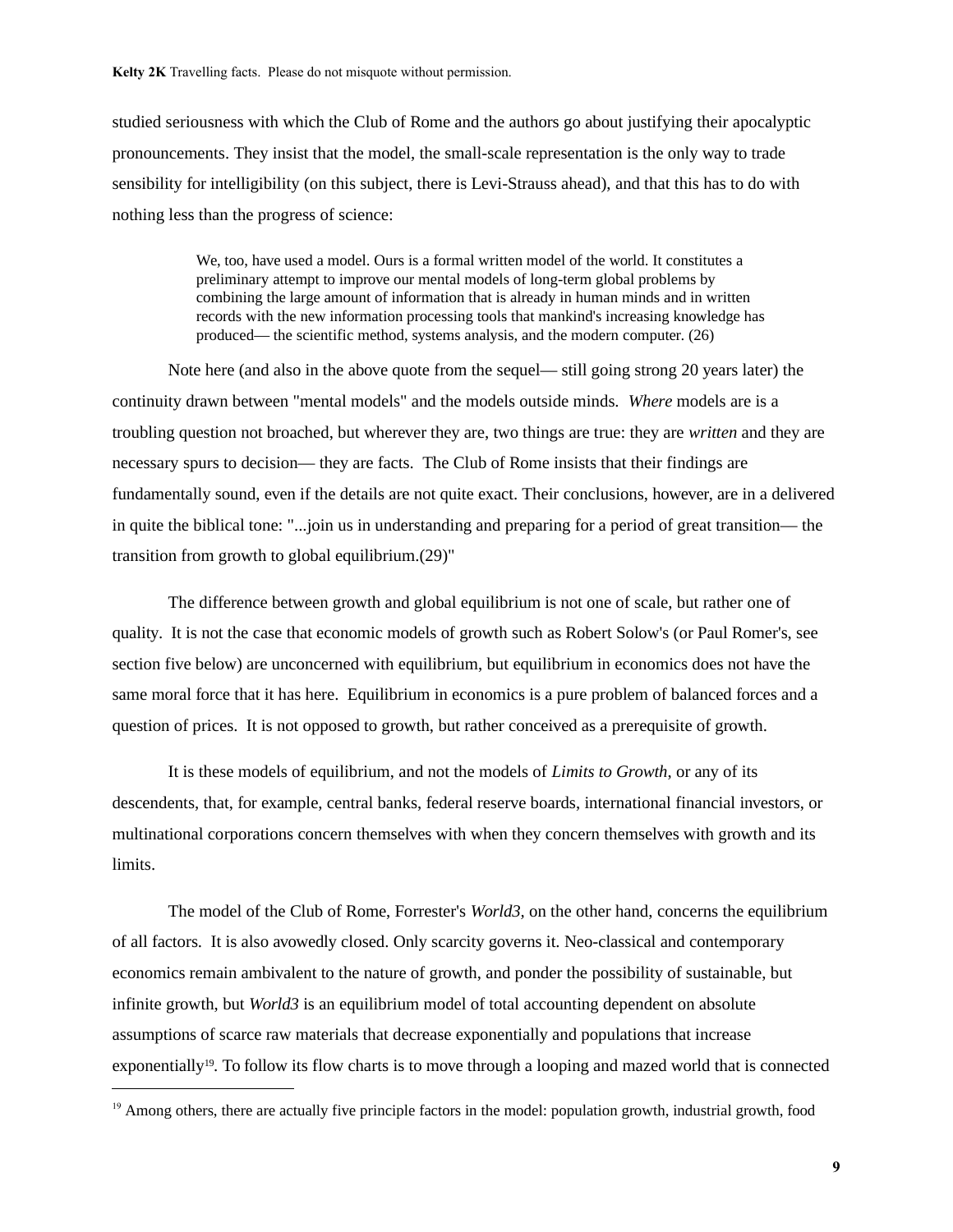studied seriousness with which the Club of Rome and the authors go about justifying their apocalyptic pronouncements. They insist that the model, the small-scale representation is the only way to trade sensibility for intelligibility (on this subject, there is Levi-Strauss ahead), and that this has to do with nothing less than the progress of science:

> We, too, have used a model. Ours is a formal written model of the world. It constitutes a preliminary attempt to improve our mental models of long-term global problems by combining the large amount of information that is already in human minds and in written records with the new information processing tools that mankind's increasing knowledge has produced— the scientific method, systems analysis, and the modern computer. (26)

Note here (and also in the above quote from the sequel— still going strong 20 years later) the continuity drawn between "mental models" and the models outside minds. *Where* models are is a troubling question not broached, but wherever they are, two things are true: they are *written* and they are necessary spurs to decision— they are facts. The Club of Rome insists that their findings are fundamentally sound, even if the details are not quite exact. Their conclusions, however, are in a delivered in quite the biblical tone: "...join us in understanding and preparing for a period of great transition— the transition from growth to global equilibrium.(29)"

The difference between growth and global equilibrium is not one of scale, but rather one of quality. It is not the case that economic models of growth such as Robert Solow's (or Paul Romer's, see section five below) are unconcerned with equilibrium, but equilibrium in economics does not have the same moral force that it has here. Equilibrium in economics is a pure problem of balanced forces and a question of prices. It is not opposed to growth, but rather conceived as a prerequisite of growth.

It is these models of equilibrium, and not the models of *Limits to Growth*, or any of its descendents, that, for example, central banks, federal reserve boards, international financial investors, or multinational corporations concern themselves with when they concern themselves with growth and its limits.

The model of the Club of Rome, Forrester's *World3,* on the other hand, concerns the equilibrium of all factors. It is also avowedly closed. Only scarcity governs it. Neo-classical and contemporary economics remain ambivalent to the nature of growth, and ponder the possibility of sustainable, but infinite growth, but *World3* is an equilibrium model of total accounting dependent on absolute assumptions of scarce raw materials that decrease exponentially and populations that increase exponentially[19]. To follow its flow charts is to move through a looping and mazed world that is connected

[19] Among others, there are actually five principle factors in the model: population growth, industrial growth, food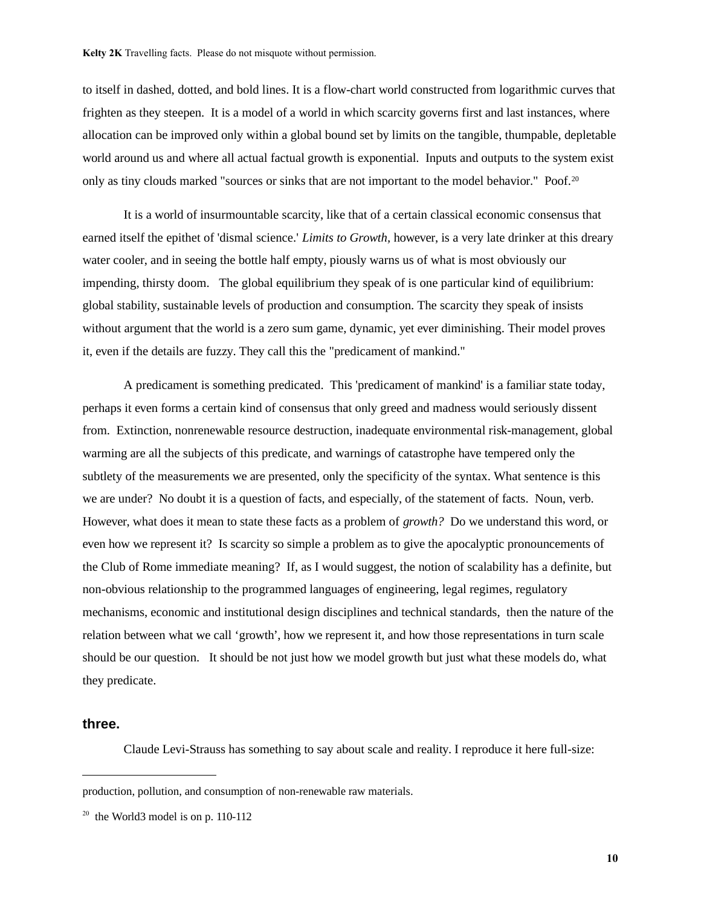to itself in dashed, dotted, and bold lines. It is a flow-chart world constructed from logarithmic curves that frighten as they steepen. It is a model of a world in which scarcity governs first and last instances, where allocation can be improved only within a global bound set by limits on the tangible, thumpable, depletable world around us and where all actual factual growth is exponential. Inputs and outputs to the system exist only as tiny clouds marked "sources or sinks that are not important to the model behavior." Poof.[20]

It is a world of insurmountable scarcity, like that of a certain classical economic consensus that earned itself the epithet of 'dismal science.' *Limits to Growth*, however, is a very late drinker at this dreary water cooler, and in seeing the bottle half empty, piously warns us of what is most obviously our impending, thirsty doom. The global equilibrium they speak of is one particular kind of equilibrium: global stability, sustainable levels of production and consumption. The scarcity they speak of insists without argument that the world is a zero sum game, dynamic, yet ever diminishing. Their model proves it, even if the details are fuzzy. They call this the "predicament of mankind."

A predicament is something predicated. This 'predicament of mankind' is a familiar state today, perhaps it even forms a certain kind of consensus that only greed and madness would seriously dissent from. Extinction, nonrenewable resource destruction, inadequate environmental risk-management, global warming are all the subjects of this predicate, and warnings of catastrophe have tempered only the subtlety of the measurements we are presented, only the specificity of the syntax. What sentence is this we are under? No doubt it is a question of facts, and especially, of the statement of facts. Noun, verb. However, what does it mean to state these facts as a problem of *growth?* Do we understand this word, or even how we represent it? Is scarcity so simple a problem as to give the apocalyptic pronouncements of the Club of Rome immediate meaning? If, as I would suggest, the notion of scalability has a definite, but non-obvious relationship to the programmed languages of engineering, legal regimes, regulatory mechanisms, economic and institutional design disciplines and technical standards, then the nature of the relation between what we call 'growth', how we represent it, and how those representations in turn scale should be our question. It should be not just how we model growth but just what these models do, what they predicate.

## three.

Claude Levi-Strauss has something to say about scale and reality. I reproduce it here full-size:

---

production, pollution, and consumption of non-renewable raw materials.

[20] the World3 model is on p. 110-112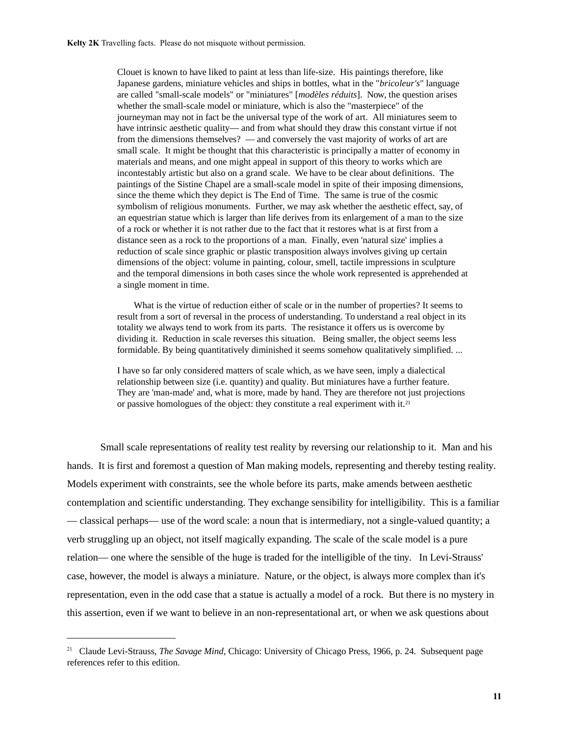> Clouet is known to have liked to paint at less than life-size. His paintings therefore, like Japanese gardens, miniature vehicles and ships in bottles, what in the "*bricoleur's*" language are called "small-scale models" or "miniatures" [*modèles réduits*]. Now, the question arises whether the small-scale model or miniature, which is also the "masterpiece" of the journeyman may not in fact be the universal type of the work of art. All miniatures seem to have intrinsic aesthetic quality— and from what should they draw this constant virtue if not from the dimensions themselves? — and conversely the vast majority of works of art are small scale. It might be thought that this characteristic is principally a matter of economy in materials and means, and one might appeal in support of this theory to works which are incontestably artistic but also on a grand scale. We have to be clear about definitions. The paintings of the Sistine Chapel are a small-scale model in spite of their imposing dimensions, since the theme which they depict is The End of Time. The same is true of the cosmic symbolism of religious monuments. Further, we may ask whether the aesthetic effect, say, of an equestrian statue which is larger than life derives from its enlargement of a man to the size of a rock or whether it is not rather due to the fact that it restores what is at first from a distance seen as a rock to the proportions of a man. Finally, even 'natural size' implies a reduction of scale since graphic or plastic transposition always involves giving up certain dimensions of the object: volume in painting, colour, smell, tactile impressions in sculpture and the temporal dimensions in both cases since the whole work represented is apprehended at a single moment in time.
>
> What is the virtue of reduction either of scale or in the number of properties? It seems to result from a sort of reversal in the process of understanding. To understand a real object in its totality we always tend to work from its parts. The resistance it offers us is overcome by dividing it. Reduction in scale reverses this situation. Being smaller, the object seems less formidable. By being quantitatively diminished it seems somehow qualitatively simplified. ...
>
> I have so far only considered matters of scale which, as we have seen, imply a dialectical relationship between size (i.e. quantity) and quality. But miniatures have a further feature. They are 'man-made' and, what is more, made by hand. They are therefore not just projections or passive homologues of the object: they constitute a real experiment with it.[21]

Small scale representations of reality test reality by reversing our relationship to it. Man and his hands. It is first and foremost a question of Man making models, representing and thereby testing reality. Models experiment with constraints, see the whole before its parts, make amends between aesthetic contemplation and scientific understanding. They exchange sensibility for intelligibility. This is a familiar — classical perhaps— use of the word scale: a noun that is intermediary, not a single-valued quantity; a verb struggling up an object, not itself magically expanding. The scale of the scale model is a pure relation— one where the sensible of the huge is traded for the intelligible of the tiny. In Levi-Strauss' case, however, the model is always a miniature. Nature, or the object, is always more complex than it's representation, even in the odd case that a statue is actually a model of a rock. But there is no mystery in this assertion, even if we want to believe in an non-representational art, or when we ask questions about

[21] Claude Levi-Strauss, *The Savage Mind*, Chicago: University of Chicago Press, 1966, p. 24. Subsequent page references refer to this edition.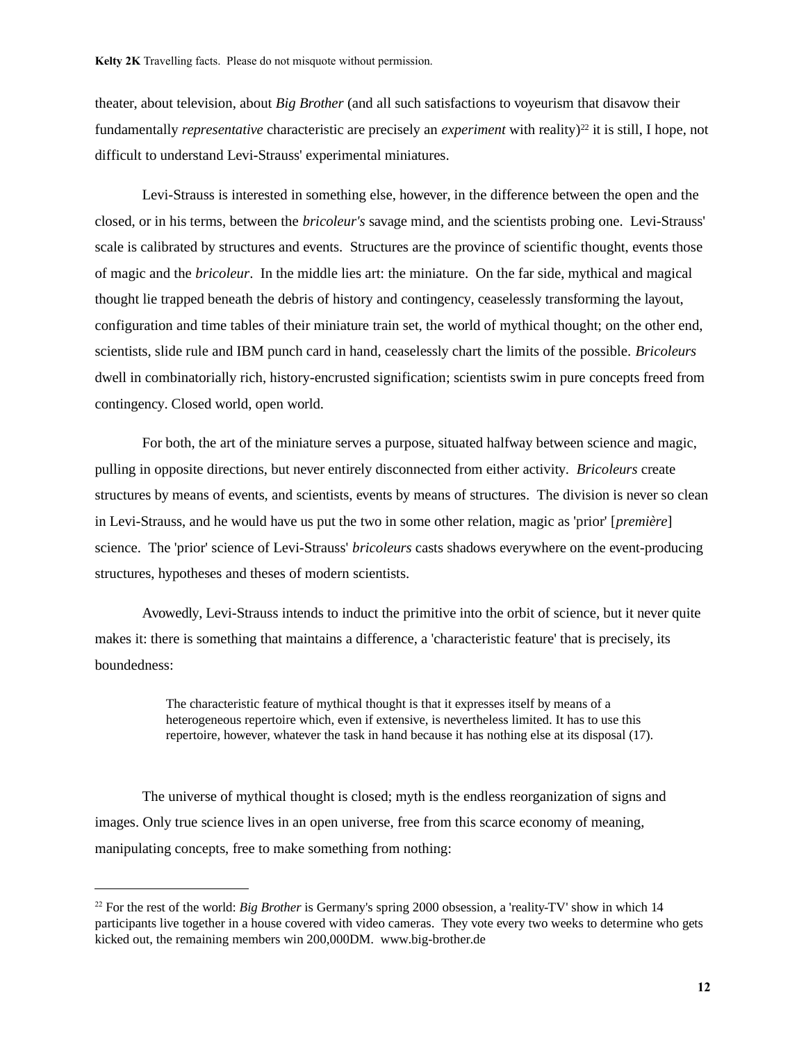theater, about television, about *Big Brother* (and all such satisfactions to voyeurism that disavow their fundamentally *representative* characteristic are precisely an *experiment* with reality)[22] it is still, I hope, not difficult to understand Levi-Strauss' experimental miniatures.

Levi-Strauss is interested in something else, however, in the difference between the open and the closed, or in his terms, between the *bricoleur's* savage mind, and the scientists probing one. Levi-Strauss' scale is calibrated by structures and events. Structures are the province of scientific thought, events those of magic and the *bricoleur*. In the middle lies art: the miniature. On the far side, mythical and magical thought lie trapped beneath the debris of history and contingency, ceaselessly transforming the layout, configuration and time tables of their miniature train set, the world of mythical thought; on the other end, scientists, slide rule and IBM punch card in hand, ceaselessly chart the limits of the possible. *Bricoleurs* dwell in combinatorially rich, history-encrusted signification; scientists swim in pure concepts freed from contingency. Closed world, open world.

For both, the art of the miniature serves a purpose, situated halfway between science and magic, pulling in opposite directions, but never entirely disconnected from either activity. *Bricoleurs* create structures by means of events, and scientists, events by means of structures. The division is never so clean in Levi-Strauss, and he would have us put the two in some other relation, magic as 'prior' [*première*] science. The 'prior' science of Levi-Strauss' *bricoleurs* casts shadows everywhere on the event-producing structures, hypotheses and theses of modern scientists.

Avowedly, Levi-Strauss intends to induct the primitive into the orbit of science, but it never quite makes it: there is something that maintains a difference, a 'characteristic feature' that is precisely, its boundedness:

> The characteristic feature of mythical thought is that it expresses itself by means of a heterogeneous repertoire which, even if extensive, is nevertheless limited. It has to use this repertoire, however, whatever the task in hand because it has nothing else at its disposal (17).

The universe of mythical thought is closed; myth is the endless reorganization of signs and images. Only true science lives in an open universe, free from this scarce economy of meaning, manipulating concepts, free to make something from nothing:

---

[22] For the rest of the world: *Big Brother* is Germany's spring 2000 obsession, a 'reality-TV' show in which 14 participants live together in a house covered with video cameras. They vote every two weeks to determine who gets kicked out, the remaining members win 200,000DM. www.big-brother.de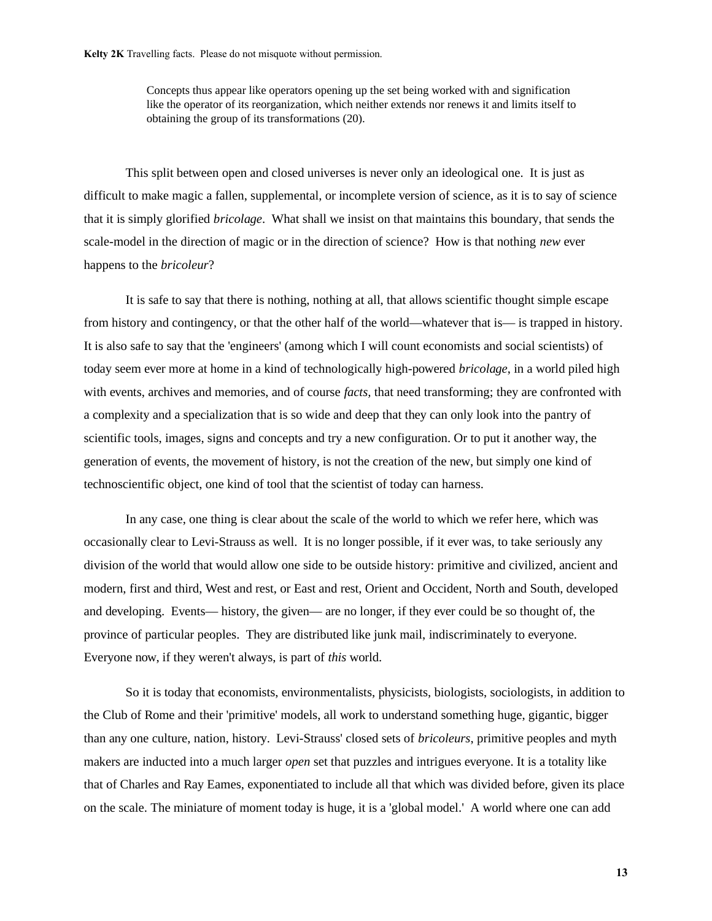> Concepts thus appear like operators opening up the set being worked with and signification like the operator of its reorganization, which neither extends nor renews it and limits itself to obtaining the group of its transformations (20).

This split between open and closed universes is never only an ideological one. It is just as difficult to make magic a fallen, supplemental, or incomplete version of science, as it is to say of science that it is simply glorified *bricolage*. What shall we insist on that maintains this boundary, that sends the scale-model in the direction of magic or in the direction of science? How is that nothing *new* ever happens to the *bricoleur*?

It is safe to say that there is nothing, nothing at all, that allows scientific thought simple escape from history and contingency, or that the other half of the world—whatever that is— is trapped in history. It is also safe to say that the 'engineers' (among which I will count economists and social scientists) of today seem ever more at home in a kind of technologically high-powered *bricolage*, in a world piled high with events, archives and memories, and of course *facts*, that need transforming; they are confronted with a complexity and a specialization that is so wide and deep that they can only look into the pantry of scientific tools, images, signs and concepts and try a new configuration. Or to put it another way, the generation of events, the movement of history, is not the creation of the new, but simply one kind of technoscientific object, one kind of tool that the scientist of today can harness.

In any case, one thing is clear about the scale of the world to which we refer here, which was occasionally clear to Levi-Strauss as well. It is no longer possible, if it ever was, to take seriously any division of the world that would allow one side to be outside history: primitive and civilized, ancient and modern, first and third, West and rest, or East and rest, Orient and Occident, North and South, developed and developing. Events— history, the given— are no longer, if they ever could be so thought of, the province of particular peoples. They are distributed like junk mail, indiscriminately to everyone. Everyone now, if they weren't always, is part of *this* world.

So it is today that economists, environmentalists, physicists, biologists, sociologists, in addition to the Club of Rome and their 'primitive' models, all work to understand something huge, gigantic, bigger than any one culture, nation, history. Levi-Strauss' closed sets of *bricoleurs*, primitive peoples and myth makers are inducted into a much larger *open* set that puzzles and intrigues everyone. It is a totality like that of Charles and Ray Eames, exponentiated to include all that which was divided before, given its place on the scale. The miniature of moment today is huge, it is a 'global model.' A world where one can add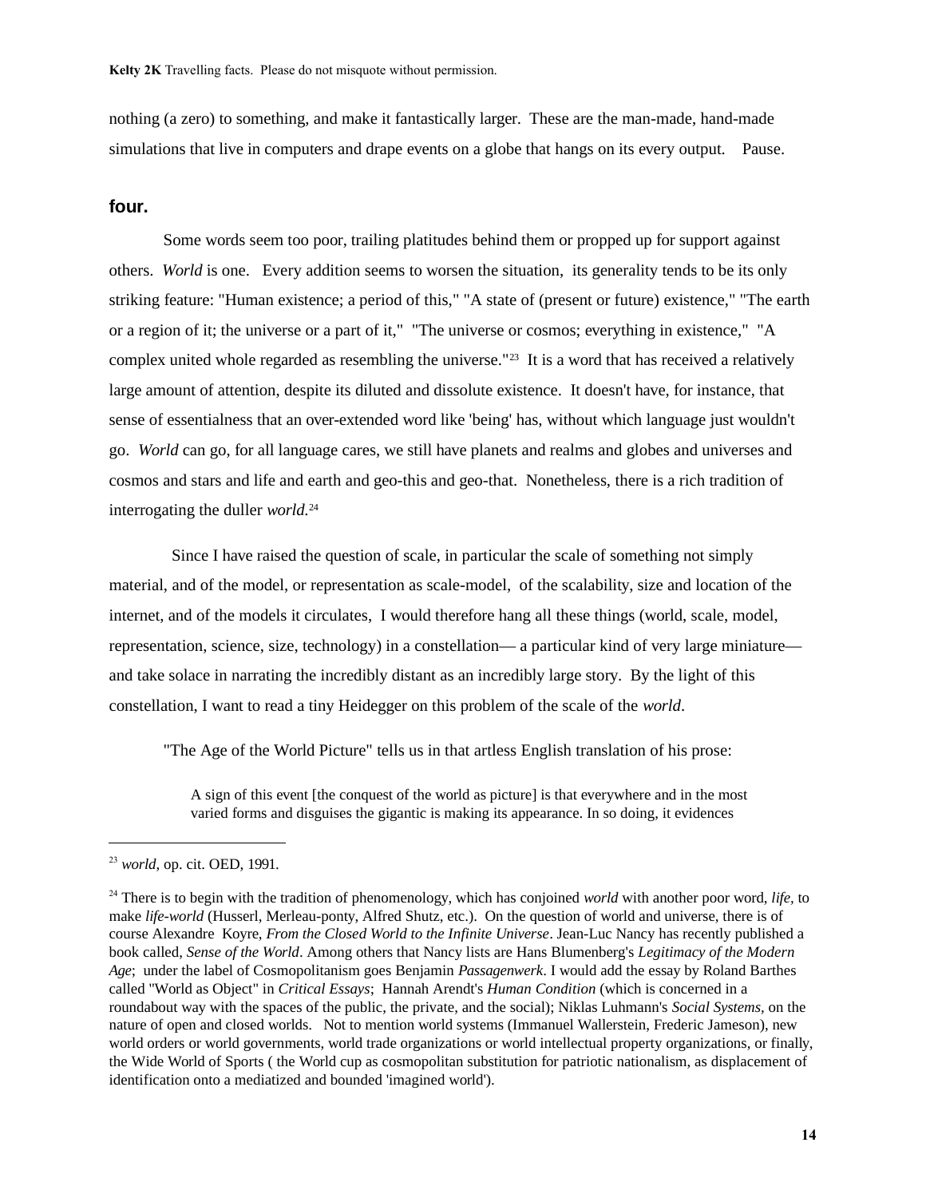nothing (a zero) to something, and make it fantastically larger. These are the man-made, hand-made simulations that live in computers and drape events on a globe that hangs on its every output. Pause.

### four.

Some words seem too poor, trailing platitudes behind them or propped up for support against others. *World* is one. Every addition seems to worsen the situation, its generality tends to be its only striking feature: "Human existence; a period of this," "A state of (present or future) existence," "The earth or a region of it; the universe or a part of it," "The universe or cosmos; everything in existence," "A complex united whole regarded as resembling the universe."[23] It is a word that has received a relatively large amount of attention, despite its diluted and dissolute existence. It doesn't have, for instance, that sense of essentialness that an over-extended word like 'being' has, without which language just wouldn't go. *World* can go, for all language cares, we still have planets and realms and globes and universes and cosmos and stars and life and earth and geo-this and geo-that. Nonetheless, there is a rich tradition of interrogating the duller *world*.[24]

Since I have raised the question of scale, in particular the scale of something not simply material, and of the model, or representation as scale-model, of the scalability, size and location of the internet, and of the models it circulates, I would therefore hang all these things (world, scale, model, representation, science, size, technology) in a constellation— a particular kind of very large miniature— and take solace in narrating the incredibly distant as an incredibly large story. By the light of this constellation, I want to read a tiny Heidegger on this problem of the scale of the *world*.

"The Age of the World Picture" tells us in that artless English translation of his prose:

> A sign of this event [the conquest of the world as picture] is that everywhere and in the most varied forms and disguises the gigantic is making its appearance. In so doing, it evidences

[23] *world,* op. cit. OED, 1991.

[24] There is to begin with the tradition of phenomenology, which has conjoined *world* with another poor word, *life*, to make *life-world* (Husserl, Merleau-ponty, Alfred Shutz, etc.). On the question of world and universe, there is of course Alexandre Koyre, *From the Closed World to the Infinite Universe*. Jean-Luc Nancy has recently published a book called, *Sense of the World*. Among others that Nancy lists are Hans Blumenberg's *Legitimacy of the Modern Age*; under the label of Cosmopolitanism goes Benjamin *Passagenwerk*. I would add the essay by Roland Barthes called "World as Object" in *Critical Essays*; Hannah Arendt's *Human Condition* (which is concerned in a roundabout way with the spaces of the public, the private, and the social); Niklas Luhmann's *Social Systems*, on the nature of open and closed worlds. Not to mention world systems (Immanuel Wallerstein, Frederic Jameson), new world orders or world governments, world trade organizations or world intellectual property organizations, or finally, the Wide World of Sports ( the World cup as cosmopolitan substitution for patriotic nationalism, as displacement of identification onto a mediatized and bounded 'imagined world').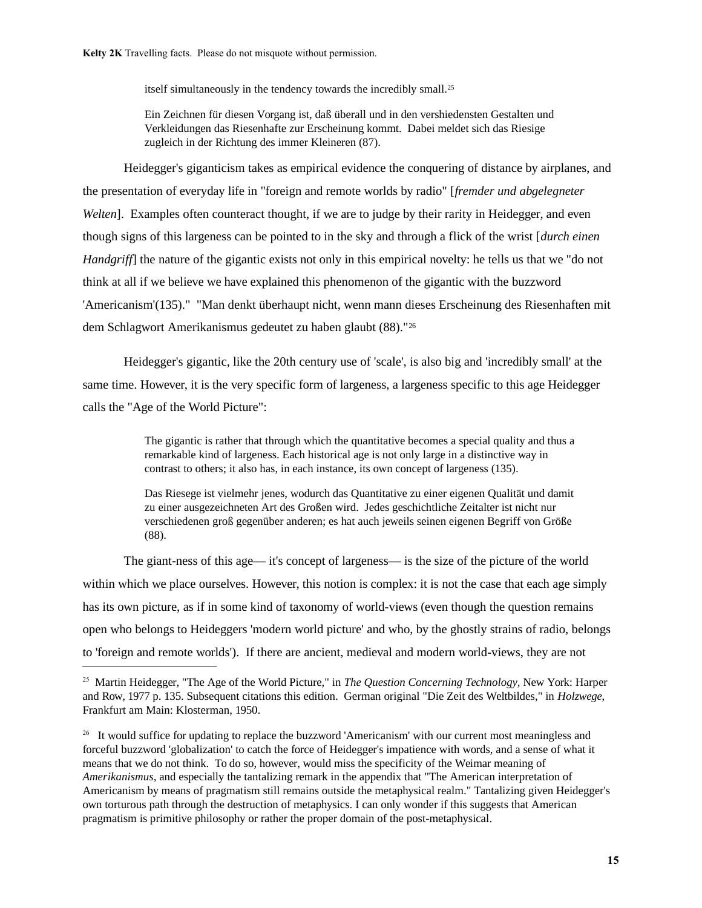> itself simultaneously in the tendency towards the incredibly small.[25]
>
> Ein Zeichnen für diesen Vorgang ist, daß überall und in den vershiedensten Gestalten und Verkleidungen das Riesenhafte zur Erscheinung kommt. Dabei meldet sich das Riesige zugleich in der Richtung des immer Kleineren (87).

Heidegger's giganticism takes as empirical evidence the conquering of distance by airplanes, and the presentation of everyday life in "foreign and remote worlds by radio" [*fremder und abgelegneter Welten*]. Examples often counteract thought, if we are to judge by their rarity in Heidegger, and even though signs of this largeness can be pointed to in the sky and through a flick of the wrist [*durch einen Handgriff*] the nature of the gigantic exists not only in this empirical novelty: he tells us that we "do not think at all if we believe we have explained this phenomenon of the gigantic with the buzzword 'Americanism'(135)." "Man denkt überhaupt nicht, wenn mann dieses Erscheinung des Riesenhaften mit dem Schlagwort Amerikanismus gedeutet zu haben glaubt (88)."[26]

Heidegger's gigantic, like the 20th century use of 'scale', is also big and 'incredibly small' at the same time. However, it is the very specific form of largeness, a largeness specific to this age Heidegger calls the "Age of the World Picture":

> The gigantic is rather that through which the quantitative becomes a special quality and thus a remarkable kind of largeness. Each historical age is not only large in a distinctive way in contrast to others; it also has, in each instance, its own concept of largeness (135).
>
> Das Riesege ist vielmehr jenes, wodurch das Quantitative zu einer eigenen Qualität und damit zu einer ausgezeichneten Art des Großen wird. Jedes geschichtliche Zeitalter ist nicht nur verschiedenen groß gegenüber anderen; es hat auch jeweils seinen eigenen Begriff von Größe (88).

The giant-ness of this age— it's concept of largeness— is the size of the picture of the world within which we place ourselves. However, this notion is complex: it is not the case that each age simply has its own picture, as if in some kind of taxonomy of world-views (even though the question remains open who belongs to Heideggers 'modern world picture' and who, by the ghostly strains of radio, belongs to 'foreign and remote worlds'). If there are ancient, medieval and modern world-views, they are not

---

[25] Martin Heidegger, "The Age of the World Picture," in *The Question Concerning Technology*, New York: Harper and Row, 1977 p. 135. Subsequent citations this edition. German original "Die Zeit des Weltbildes," in *Holzwege*, Frankfurt am Main: Klosterman, 1950.

[26] It would suffice for updating to replace the buzzword 'Americanism' with our current most meaningless and forceful buzzword 'globalization' to catch the force of Heidegger's impatience with words, and a sense of what it means that we do not think. To do so, however, would miss the specificity of the Weimar meaning of *Amerikanismus*, and especially the tantalizing remark in the appendix that "The American interpretation of Americanism by means of pragmatism still remains outside the metaphysical realm." Tantalizing given Heidegger's own torturous path through the destruction of metaphysics. I can only wonder if this suggests that American pragmatism is primitive philosophy or rather the proper domain of the post-metaphysical.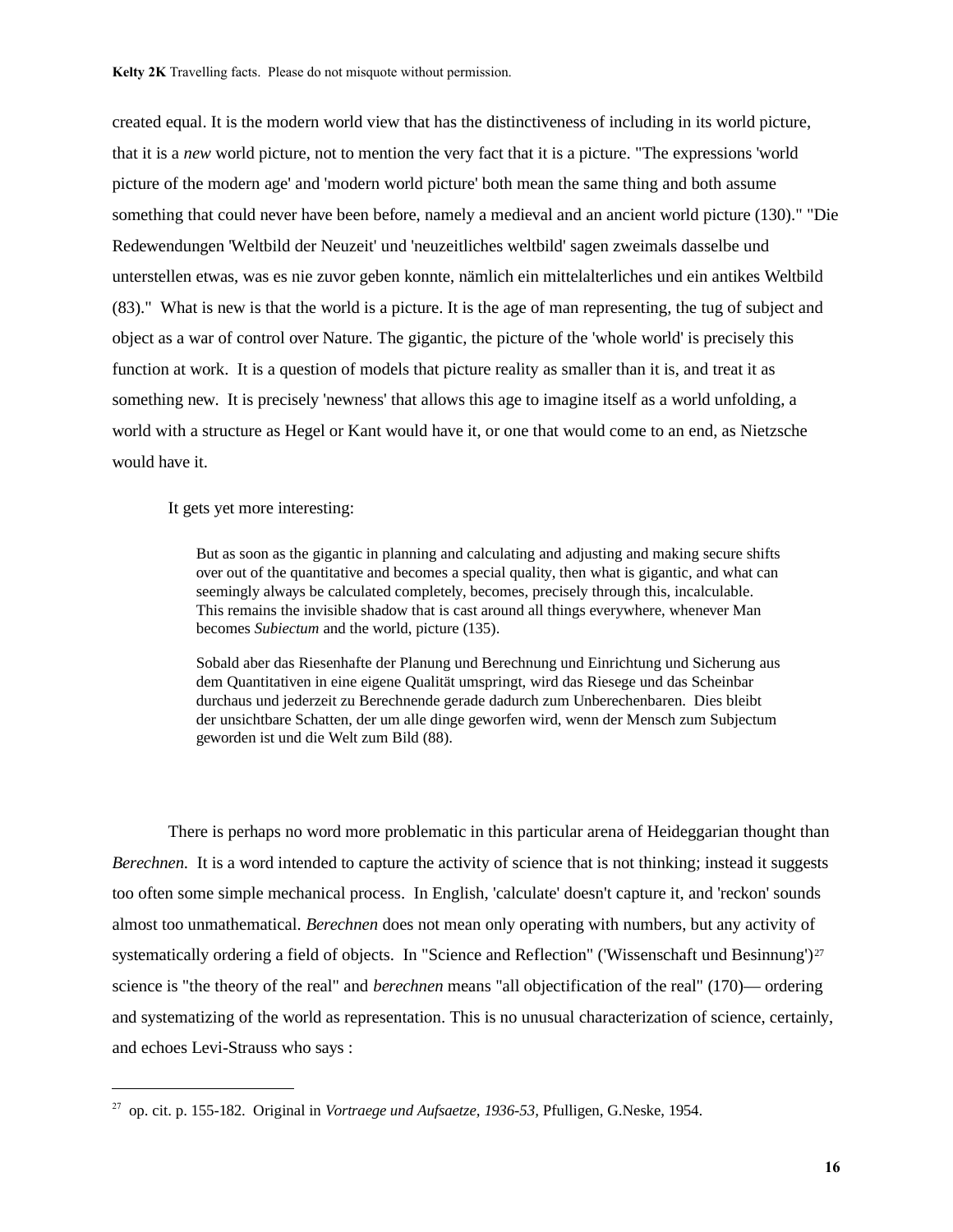created equal. It is the modern world view that has the distinctiveness of including in its world picture, that it is a *new* world picture, not to mention the very fact that it is a picture. "The expressions 'world picture of the modern age' and 'modern world picture' both mean the same thing and both assume something that could never have been before, namely a medieval and an ancient world picture (130)." "Die Redewendungen 'Weltbild der Neuzeit' und 'neuzeitliches weltbild' sagen zweimals dasselbe und unterstellen etwas, was es nie zuvor geben konnte, nämlich ein mittelalterliches und ein antikes Weltbild (83)." What is new is that the world is a picture. It is the age of man representing, the tug of subject and object as a war of control over Nature. The gigantic, the picture of the 'whole world' is precisely this function at work. It is a question of models that picture reality as smaller than it is, and treat it as something new. It is precisely 'newness' that allows this age to imagine itself as a world unfolding, a world with a structure as Hegel or Kant would have it, or one that would come to an end, as Nietzsche would have it.

It gets yet more interesting:

> But as soon as the gigantic in planning and calculating and adjusting and making secure shifts over out of the quantitative and becomes a special quality, then what is gigantic, and what can seemingly always be calculated completely, becomes, precisely through this, incalculable. This remains the invisible shadow that is cast around all things everywhere, whenever Man becomes *Subiectum* and the world, picture (135).
>
> Sobald aber das Riesenhafte der Planung und Berechnung und Einrichtung und Sicherung aus dem Quantitativen in eine eigene Qualität umspringt, wird das Riesege und das Scheinbar durchaus und jederzeit zu Berechnende gerade dadurch zum Unberechenbaren. Dies bleibt der unsichtbare Schatten, der um alle dinge geworfen wird, wenn der Mensch zum Subjectum geworden ist und die Welt zum Bild (88).

There is perhaps no word more problematic in this particular arena of Heideggarian thought than *Berechnen*. It is a word intended to capture the activity of science that is not thinking; instead it suggests too often some simple mechanical process. In English, 'calculate' doesn't capture it, and 'reckon' sounds almost too unmathematical. *Berechnen* does not mean only operating with numbers, but any activity of systematically ordering a field of objects. In "Science and Reflection" ('Wissenschaft und Besinnung')[27] science is "the theory of the real" and *berechnen* means "all objectification of the real" (170)— ordering and systematizing of the world as representation. This is no unusual characterization of science, certainly, and echoes Levi-Strauss who says :

---

[27] op. cit. p. 155-182. Original in *Vortraege und Aufsaetze, 1936-53*, Pfulligen, G.Neske, 1954.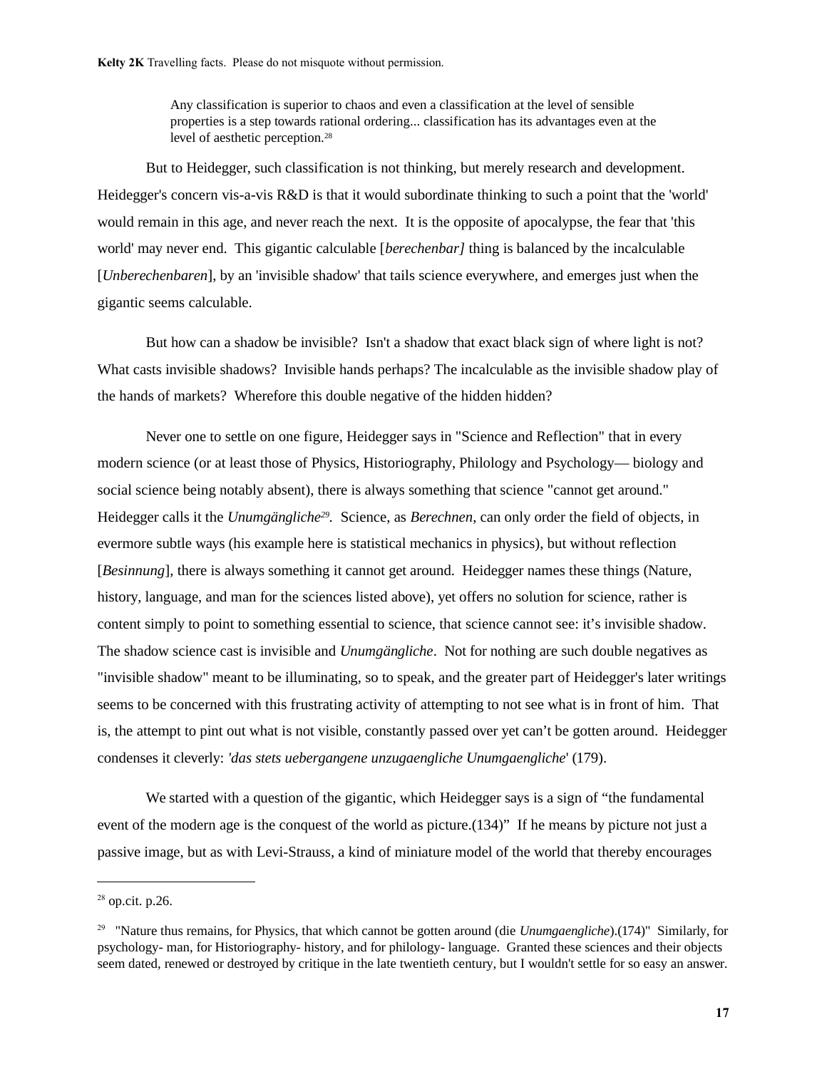> Any classification is superior to chaos and even a classification at the level of sensible properties is a step towards rational ordering... classification has its advantages even at the level of aesthetic perception.[28]

But to Heidegger, such classification is not thinking, but merely research and development. Heidegger's concern vis-a-vis R&D is that it would subordinate thinking to such a point that the 'world' would remain in this age, and never reach the next. It is the opposite of apocalypse, the fear that 'this world' may never end. This gigantic calculable [*berechenbar]* thing is balanced by the incalculable [*Unberechenbaren*], by an 'invisible shadow' that tails science everywhere, and emerges just when the gigantic seems calculable.

But how can a shadow be invisible? Isn't a shadow that exact black sign of where light is not? What casts invisible shadows? Invisible hands perhaps? The incalculable as the invisible shadow play of the hands of markets? Wherefore this double negative of the hidden hidden?

Never one to settle on one figure, Heidegger says in "Science and Reflection" that in every modern science (or at least those of Physics, Historiography, Philology and Psychology— biology and social science being notably absent), there is always something that science "cannot get around." Heidegger calls it the *Unumgängliche*[29]. Science, as *Berechnen*, can only order the field of objects, in evermore subtle ways (his example here is statistical mechanics in physics), but without reflection [*Besinnung*], there is always something it cannot get around. Heidegger names these things (Nature, history, language, and man for the sciences listed above), yet offers no solution for science, rather is content simply to point to something essential to science, that science cannot see: it's invisible shadow. The shadow science cast is invisible and *Unumgängliche*. Not for nothing are such double negatives as "invisible shadow" meant to be illuminating, so to speak, and the greater part of Heidegger's later writings seems to be concerned with this frustrating activity of attempting to not see what is in front of him. That is, the attempt to pint out what is not visible, constantly passed over yet can't be gotten around. Heidegger condenses it cleverly: *'das stets uebergangene unzugaengliche Unumgaengliche*' (179).

We started with a question of the gigantic, which Heidegger says is a sign of "the fundamental event of the modern age is the conquest of the world as picture.(134)" If he means by picture not just a passive image, but as with Levi-Strauss, a kind of miniature model of the world that thereby encourages

---

[28] op.cit. p.26.

[29] "Nature thus remains, for Physics, that which cannot be gotten around (die *Unumgaengliche*).(174)" Similarly, for psychology- man, for Historiography- history, and for philology- language. Granted these sciences and their objects seem dated, renewed or destroyed by critique in the late twentieth century, but I wouldn't settle for so easy an answer.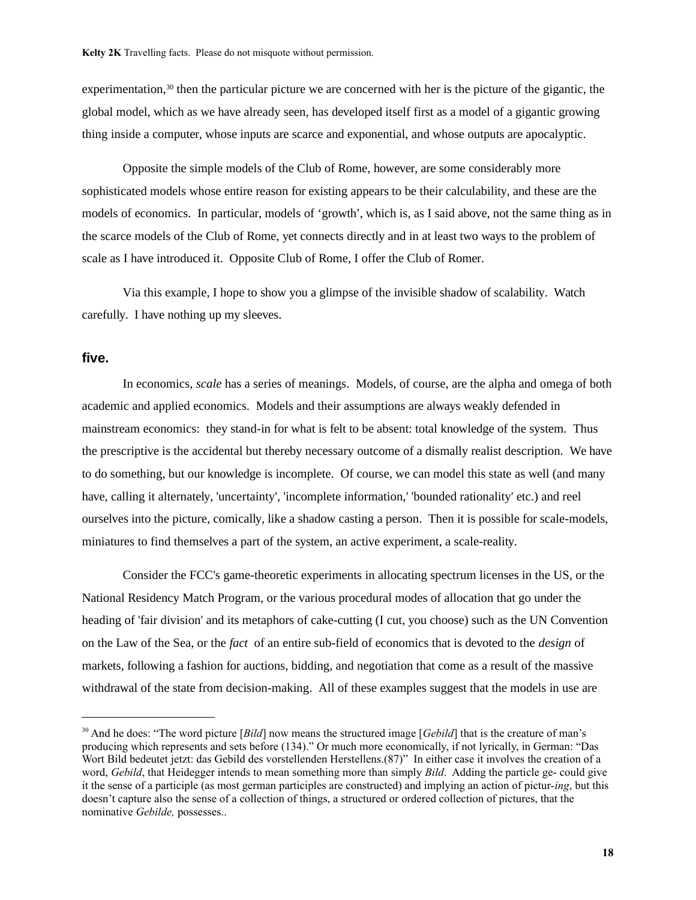experimentation,[30] then the particular picture we are concerned with her is the picture of the gigantic, the global model, which as we have already seen, has developed itself first as a model of a gigantic growing thing inside a computer, whose inputs are scarce and exponential, and whose outputs are apocalyptic.

Opposite the simple models of the Club of Rome, however, are some considerably more sophisticated models whose entire reason for existing appears to be their calculability, and these are the models of economics. In particular, models of 'growth', which is, as I said above, not the same thing as in the scarce models of the Club of Rome, yet connects directly and in at least two ways to the problem of scale as I have introduced it. Opposite Club of Rome, I offer the Club of Romer.

Via this example, I hope to show you a glimpse of the invisible shadow of scalability. Watch carefully. I have nothing up my sleeves.

## five.

In economics, *scale* has a series of meanings. Models, of course, are the alpha and omega of both academic and applied economics. Models and their assumptions are always weakly defended in mainstream economics: they stand-in for what is felt to be absent: total knowledge of the system. Thus the prescriptive is the accidental but thereby necessary outcome of a dismally realist description. We have to do something, but our knowledge is incomplete. Of course, we can model this state as well (and many have, calling it alternately, 'uncertainty', 'incomplete information,' 'bounded rationality' etc.) and reel ourselves into the picture, comically, like a shadow casting a person. Then it is possible for scale-models, miniatures to find themselves a part of the system, an active experiment, a scale-reality.

Consider the FCC's game-theoretic experiments in allocating spectrum licenses in the US, or the National Residency Match Program, or the various procedural modes of allocation that go under the heading of 'fair division' and its metaphors of cake-cutting (I cut, you choose) such as the UN Convention on the Law of the Sea, or the *fact* of an entire sub-field of economics that is devoted to the *design* of markets, following a fashion for auctions, bidding, and negotiation that come as a result of the massive withdrawal of the state from decision-making. All of these examples suggest that the models in use are

---

[30] And he does: "The word picture [*Bild*] now means the structured image [*Gebild*] that is the creature of man's producing which represents and sets before (134)." Or much more economically, if not lyrically, in German: "Das Wort Bild bedeutet jetzt: das Gebild des vorstellenden Herstellens.(87)" In either case it involves the creation of a word, *Gebild*, that Heidegger intends to mean something more than simply *Bild*. Adding the particle ge- could give it the sense of a participle (as most german participles are constructed) and implying an action of pictur-*ing*, but this doesn't capture also the sense of a collection of things, a structured or ordered collection of pictures, that the nominative *Gebilde,* possesses..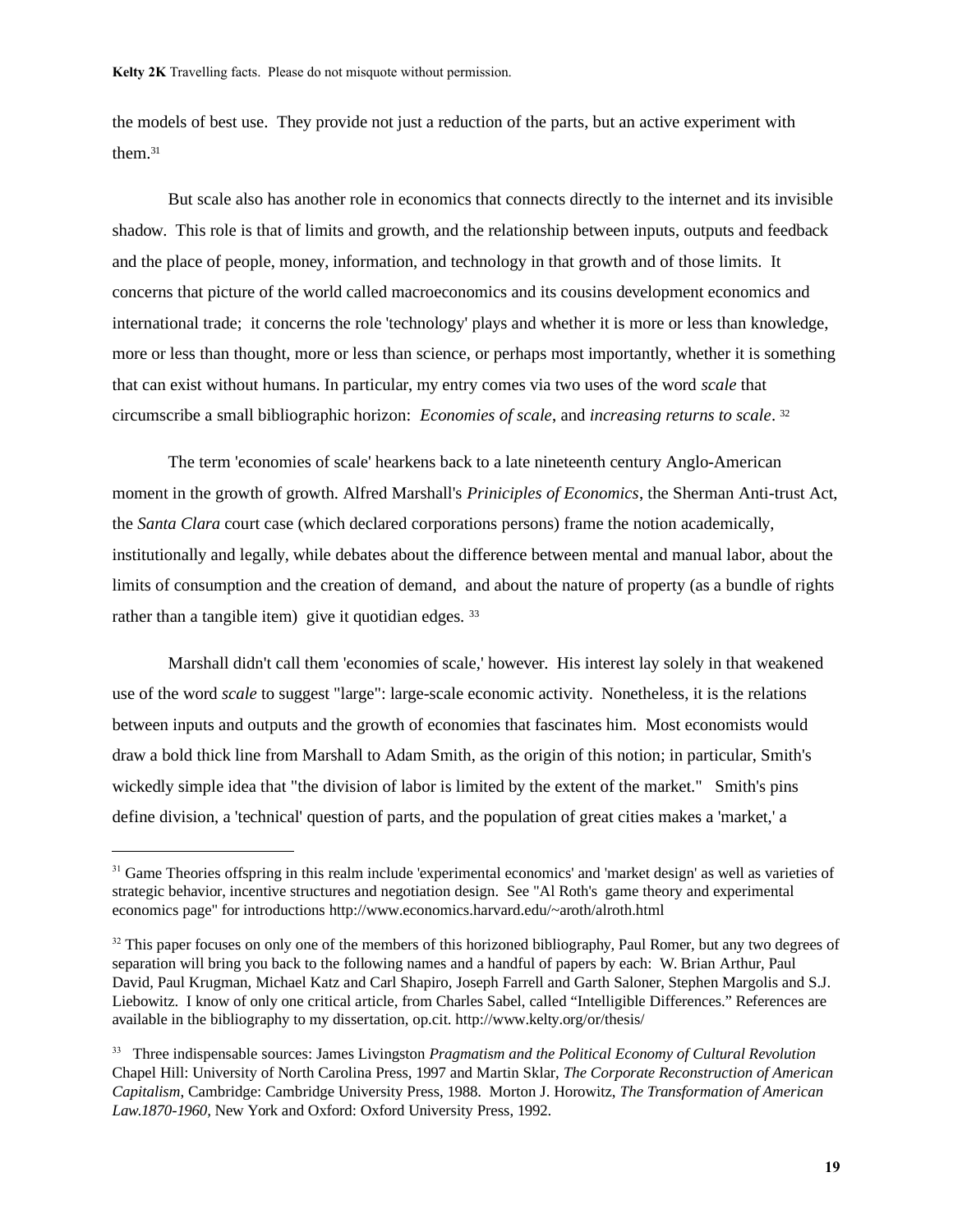the models of best use. They provide not just a reduction of the parts, but an active experiment with them.[31]

But scale also has another role in economics that connects directly to the internet and its invisible shadow. This role is that of limits and growth, and the relationship between inputs, outputs and feedback and the place of people, money, information, and technology in that growth and of those limits. It concerns that picture of the world called macroeconomics and its cousins development economics and international trade; it concerns the role 'technology' plays and whether it is more or less than knowledge, more or less than thought, more or less than science, or perhaps most importantly, whether it is something that can exist without humans. In particular, my entry comes via two uses of the word *scale* that circumscribe a small bibliographic horizon: *Economies of scale*, and *increasing returns to scale*. [32]

The term 'economies of scale' hearkens back to a late nineteenth century Anglo-American moment in the growth of growth. Alfred Marshall's *Priniciples of Economics*, the Sherman Anti-trust Act, the *Santa Clara* court case (which declared corporations persons) frame the notion academically, institutionally and legally, while debates about the difference between mental and manual labor, about the limits of consumption and the creation of demand, and about the nature of property (as a bundle of rights rather than a tangible item) give it quotidian edges. [33]

Marshall didn't call them 'economies of scale,' however. His interest lay solely in that weakened use of the word *scale* to suggest "large": large-scale economic activity. Nonetheless, it is the relations between inputs and outputs and the growth of economies that fascinates him. Most economists would draw a bold thick line from Marshall to Adam Smith, as the origin of this notion; in particular, Smith's wickedly simple idea that "the division of labor is limited by the extent of the market." Smith's pins define division, a 'technical' question of parts, and the population of great cities makes a 'market,' a

---

[31] Game Theories offspring in this realm include 'experimental economics' and 'market design' as well as varieties of strategic behavior, incentive structures and negotiation design. See "Al Roth's game theory and experimental economics page" for introductions http://www.economics.harvard.edu/~aroth/alroth.html

[32] This paper focuses on only one of the members of this horizoned bibliography, Paul Romer, but any two degrees of separation will bring you back to the following names and a handful of papers by each: W. Brian Arthur, Paul David, Paul Krugman, Michael Katz and Carl Shapiro, Joseph Farrell and Garth Saloner, Stephen Margolis and S.J. Liebowitz. I know of only one critical article, from Charles Sabel, called "Intelligible Differences." References are available in the bibliography to my dissertation, op.cit. http://www.kelty.org/or/thesis/

[33] Three indispensable sources: James Livingston *Pragmatism and the Political Economy of Cultural Revolution* Chapel Hill: University of North Carolina Press, 1997 and Martin Sklar, *The Corporate Reconstruction of American Capitalism*, Cambridge: Cambridge University Press, 1988. Morton J. Horowitz, *The Transformation of American Law.1870-1960*, New York and Oxford: Oxford University Press, 1992.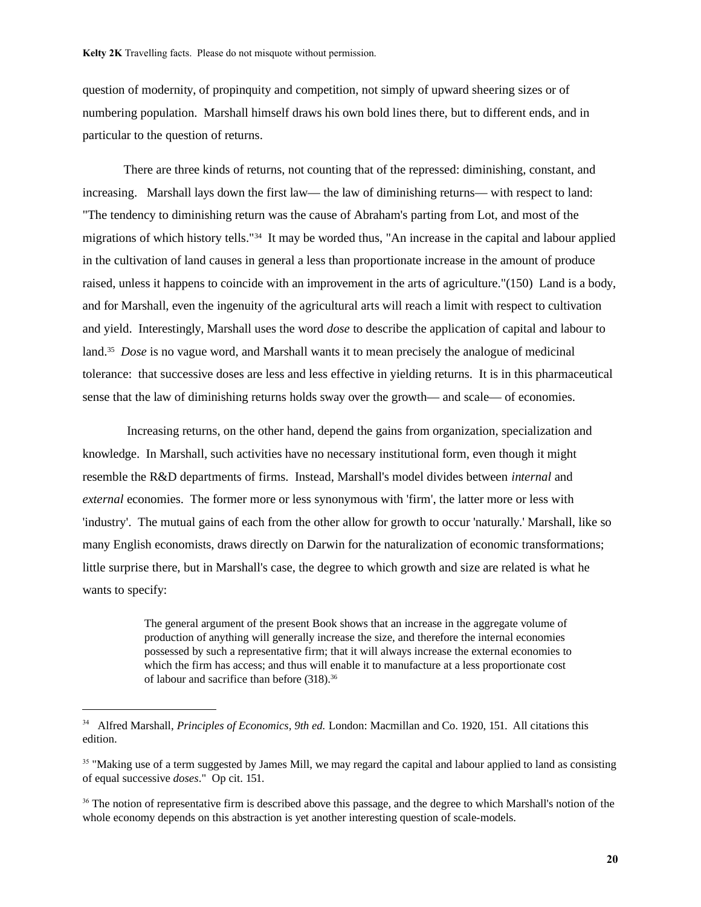question of modernity, of propinquity and competition, not simply of upward sheering sizes or of numbering population. Marshall himself draws his own bold lines there, but to different ends, and in particular to the question of returns.

There are three kinds of returns, not counting that of the repressed: diminishing, constant, and increasing. Marshall lays down the first law— the law of diminishing returns— with respect to land: "The tendency to diminishing return was the cause of Abraham's parting from Lot, and most of the migrations of which history tells."[34] It may be worded thus, "An increase in the capital and labour applied in the cultivation of land causes in general a less than proportionate increase in the amount of produce raised, unless it happens to coincide with an improvement in the arts of agriculture."(150) Land is a body, and for Marshall, even the ingenuity of the agricultural arts will reach a limit with respect to cultivation and yield. Interestingly, Marshall uses the word *dose* to describe the application of capital and labour to land.[35] *Dose* is no vague word, and Marshall wants it to mean precisely the analogue of medicinal tolerance: that successive doses are less and less effective in yielding returns. It is in this pharmaceutical sense that the law of diminishing returns holds sway over the growth— and scale— of economies.

Increasing returns, on the other hand, depend the gains from organization, specialization and knowledge. In Marshall, such activities have no necessary institutional form, even though it might resemble the R&D departments of firms. Instead, Marshall's model divides between *internal* and *external* economies. The former more or less synonymous with 'firm', the latter more or less with 'industry'. The mutual gains of each from the other allow for growth to occur 'naturally.' Marshall, like so many English economists, draws directly on Darwin for the naturalization of economic transformations; little surprise there, but in Marshall's case, the degree to which growth and size are related is what he wants to specify:

> The general argument of the present Book shows that an increase in the aggregate volume of production of anything will generally increase the size, and therefore the internal economies possessed by such a representative firm; that it will always increase the external economies to which the firm has access; and thus will enable it to manufacture at a less proportionate cost of labour and sacrifice than before (318).[36]

---

[34] Alfred Marshall, *Principles of Economics, 9th ed.* London: Macmillan and Co. 1920, 151. All citations this edition.

[35] "Making use of a term suggested by James Mill, we may regard the capital and labour applied to land as consisting of equal successive *doses*." Op cit. 151.

[36] The notion of representative firm is described above this passage, and the degree to which Marshall's notion of the whole economy depends on this abstraction is yet another interesting question of scale-models.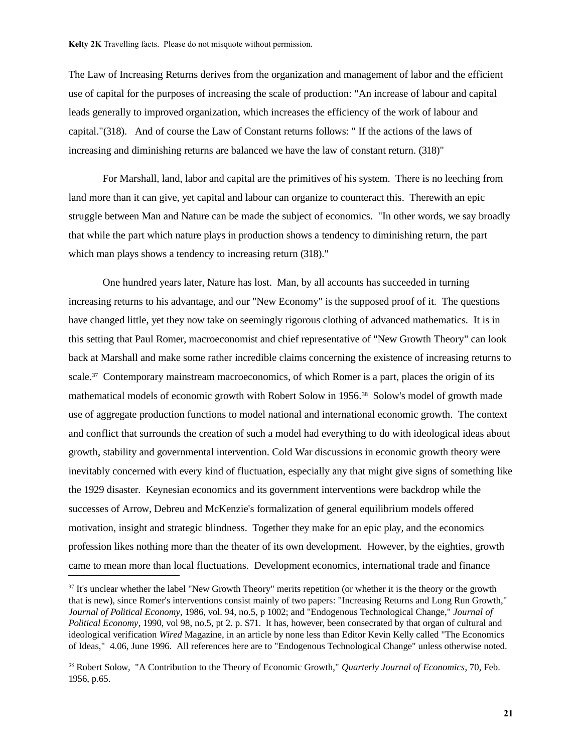The Law of Increasing Returns derives from the organization and management of labor and the efficient use of capital for the purposes of increasing the scale of production: "An increase of labour and capital leads generally to improved organization, which increases the efficiency of the work of labour and capital."(318). And of course the Law of Constant returns follows: " If the actions of the laws of increasing and diminishing returns are balanced we have the law of constant return. (318)"

For Marshall, land, labor and capital are the primitives of his system. There is no leeching from land more than it can give, yet capital and labour can organize to counteract this. Therewith an epic struggle between Man and Nature can be made the subject of economics. "In other words, we say broadly that while the part which nature plays in production shows a tendency to diminishing return, the part which man plays shows a tendency to increasing return (318)."

One hundred years later, Nature has lost. Man, by all accounts has succeeded in turning increasing returns to his advantage, and our "New Economy" is the supposed proof of it. The questions have changed little, yet they now take on seemingly rigorous clothing of advanced mathematics. It is in this setting that Paul Romer, macroeconomist and chief representative of "New Growth Theory" can look back at Marshall and make some rather incredible claims concerning the existence of increasing returns to scale.[37] Contemporary mainstream macroeconomics, of which Romer is a part, places the origin of its mathematical models of economic growth with Robert Solow in 1956.[38] Solow's model of growth made use of aggregate production functions to model national and international economic growth. The context and conflict that surrounds the creation of such a model had everything to do with ideological ideas about growth, stability and governmental intervention. Cold War discussions in economic growth theory were inevitably concerned with every kind of fluctuation, especially any that might give signs of something like the 1929 disaster. Keynesian economics and its government interventions were backdrop while the successes of Arrow, Debreu and McKenzie's formalization of general equilibrium models offered motivation, insight and strategic blindness. Together they make for an epic play, and the economics profession likes nothing more than the theater of its own development. However, by the eighties, growth came to mean more than local fluctuations. Development economics, international trade and finance

[37] It's unclear whether the label "New Growth Theory" merits repetition (or whether it is the theory or the growth that is new), since Romer's interventions consist mainly of two papers: "Increasing Returns and Long Run Growth," *Journal of Political Economy*, 1986, vol. 94, no.5, p 1002; and "Endogenous Technological Change," *Journal of Political Economy*, 1990, vol 98, no.5, pt 2. p. S71. It has, however, been consecrated by that organ of cultural and ideological verification *Wired* Magazine, in an article by none less than Editor Kevin Kelly called "The Economics of Ideas," 4.06, June 1996. All references here are to "Endogenous Technological Change" unless otherwise noted.

[38] Robert Solow, "A Contribution to the Theory of Economic Growth," *Quarterly Journal of Economics*, 70, Feb. 1956, p.65.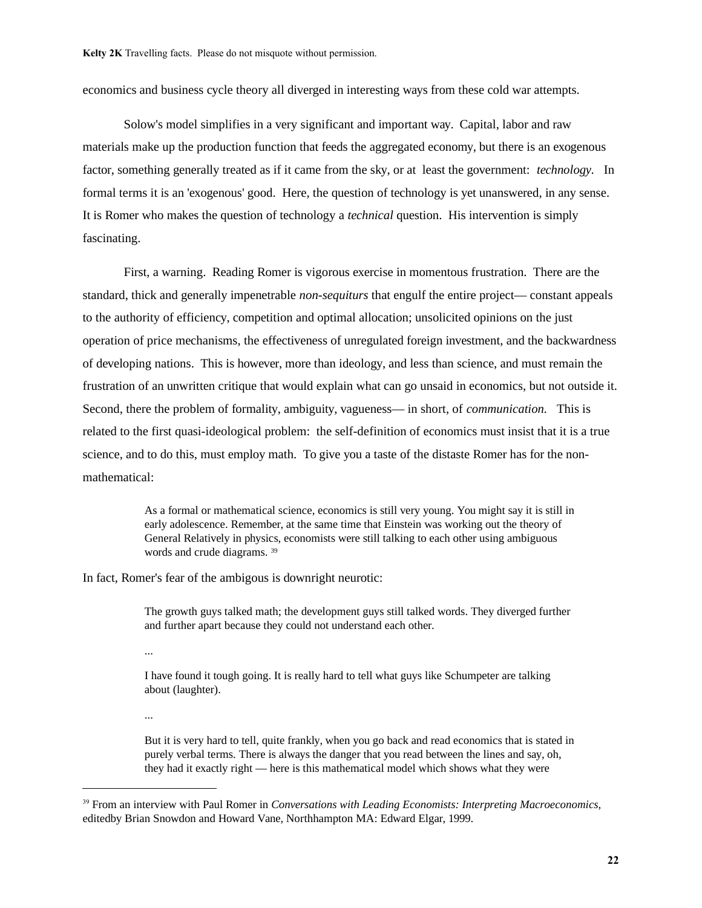economics and business cycle theory all diverged in interesting ways from these cold war attempts.

Solow's model simplifies in a very significant and important way. Capital, labor and raw materials make up the production function that feeds the aggregated economy, but there is an exogenous factor, something generally treated as if it came from the sky, or at least the government: *technology.* In formal terms it is an 'exogenous' good. Here, the question of technology is yet unanswered, in any sense. It is Romer who makes the question of technology a *technical* question. His intervention is simply fascinating.

First, a warning. Reading Romer is vigorous exercise in momentous frustration. There are the standard, thick and generally impenetrable *non-sequiturs* that engulf the entire project— constant appeals to the authority of efficiency, competition and optimal allocation; unsolicited opinions on the just operation of price mechanisms, the effectiveness of unregulated foreign investment, and the backwardness of developing nations. This is however, more than ideology, and less than science, and must remain the frustration of an unwritten critique that would explain what can go unsaid in economics, but not outside it. Second, there the problem of formality, ambiguity, vagueness— in short, of *communication.* This is related to the first quasi-ideological problem: the self-definition of economics must insist that it is a true science, and to do this, must employ math. To give you a taste of the distaste Romer has for the non-mathematical:

> As a formal or mathematical science, economics is still very young. You might say it is still in early adolescence. Remember, at the same time that Einstein was working out the theory of General Relatively in physics, economists were still talking to each other using ambiguous words and crude diagrams. [39]

In fact, Romer's fear of the ambigous is downright neurotic:

> The growth guys talked math; the development guys still talked words. They diverged further and further apart because they could not understand each other.
>
> ...
>
> I have found it tough going. It is really hard to tell what guys like Schumpeter are talking about (laughter).
>
> ...
>
> But it is very hard to tell, quite frankly, when you go back and read economics that is stated in purely verbal terms. There is always the danger that you read between the lines and say, oh, they had it exactly right — here is this mathematical model which shows what they were

[39] From an interview with Paul Romer in *Conversations with Leading Economists: Interpreting Macroeconomics,* editedby Brian Snowdon and Howard Vane, Northhampton MA: Edward Elgar, 1999.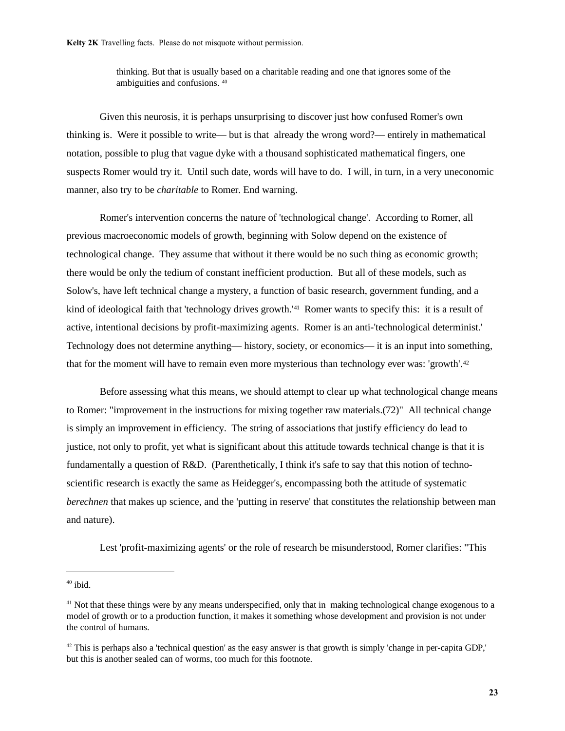> thinking. But that is usually based on a charitable reading and one that ignores some of the ambiguities and confusions. [40]

Given this neurosis, it is perhaps unsurprising to discover just how confused Romer's own thinking is. Were it possible to write— but is that already the wrong word?— entirely in mathematical notation, possible to plug that vague dyke with a thousand sophisticated mathematical fingers, one suspects Romer would try it. Until such date, words will have to do. I will, in turn, in a very uneconomic manner, also try to be *charitable* to Romer. End warning.

Romer's intervention concerns the nature of 'technological change'. According to Romer, all previous macroeconomic models of growth, beginning with Solow depend on the existence of technological change. They assume that without it there would be no such thing as economic growth; there would be only the tedium of constant inefficient production. But all of these models, such as Solow's, have left technical change a mystery, a function of basic research, government funding, and a kind of ideological faith that 'technology drives growth.'[41] Romer wants to specify this: it is a result of active, intentional decisions by profit-maximizing agents. Romer is an anti-'technological determinist.' Technology does not determine anything— history, society, or economics— it is an input into something, that for the moment will have to remain even more mysterious than technology ever was: 'growth'.[42]

Before assessing what this means, we should attempt to clear up what technological change means to Romer: "improvement in the instructions for mixing together raw materials.(72)" All technical change is simply an improvement in efficiency. The string of associations that justify efficiency do lead to justice, not only to profit, yet what is significant about this attitude towards technical change is that it is fundamentally a question of R&D. (Parenthetically, I think it's safe to say that this notion of techno-scientific research is exactly the same as Heidegger's, encompassing both the attitude of systematic *berechnen* that makes up science, and the 'putting in reserve' that constitutes the relationship between man and nature).

Lest 'profit-maximizing agents' or the role of research be misunderstood, Romer clarifies: "This

---

[40] ibid.

[41] Not that these things were by any means underspecified, only that in making technological change exogenous to a model of growth or to a production function, it makes it something whose development and provision is not under the control of humans.

[42] This is perhaps also a 'technical question' as the easy answer is that growth is simply 'change in per-capita GDP,' but this is another sealed can of worms, too much for this footnote.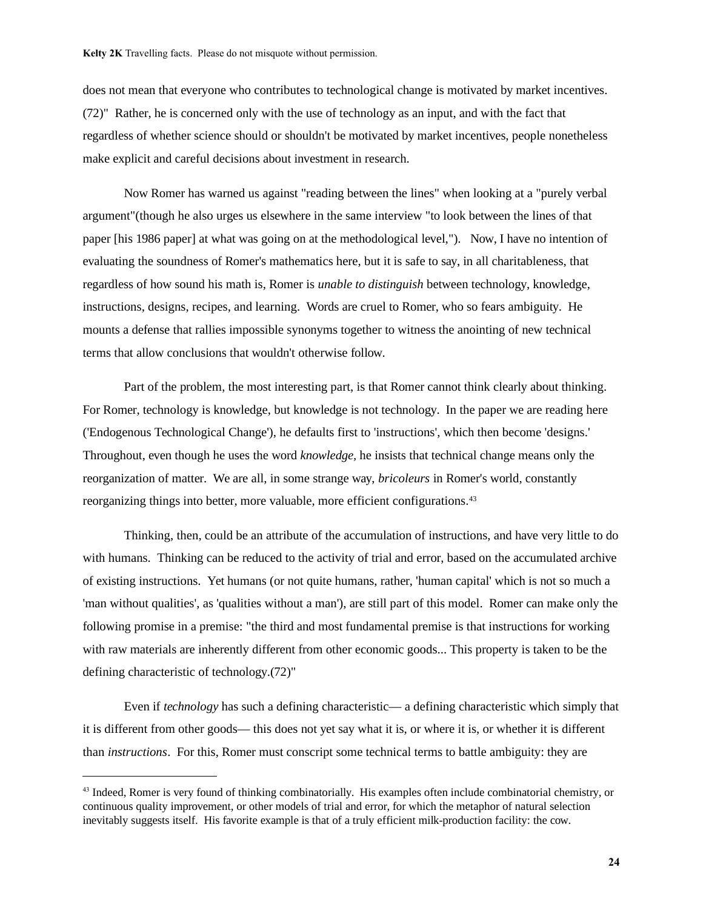does not mean that everyone who contributes to technological change is motivated by market incentives. (72)" Rather, he is concerned only with the use of technology as an input, and with the fact that regardless of whether science should or shouldn't be motivated by market incentives, people nonetheless make explicit and careful decisions about investment in research.

Now Romer has warned us against "reading between the lines" when looking at a "purely verbal argument"(though he also urges us elsewhere in the same interview "to look between the lines of that paper [his 1986 paper] at what was going on at the methodological level,"). Now, I have no intention of evaluating the soundness of Romer's mathematics here, but it is safe to say, in all charitableness, that regardless of how sound his math is, Romer is *unable to distinguish* between technology, knowledge, instructions, designs, recipes, and learning. Words are cruel to Romer, who so fears ambiguity. He mounts a defense that rallies impossible synonyms together to witness the anointing of new technical terms that allow conclusions that wouldn't otherwise follow.

Part of the problem, the most interesting part, is that Romer cannot think clearly about thinking. For Romer, technology is knowledge, but knowledge is not technology. In the paper we are reading here ('Endogenous Technological Change'), he defaults first to 'instructions', which then become 'designs.' Throughout, even though he uses the word *knowledge*, he insists that technical change means only the reorganization of matter. We are all, in some strange way, *bricoleurs* in Romer's world, constantly reorganizing things into better, more valuable, more efficient configurations.[43]

Thinking, then, could be an attribute of the accumulation of instructions, and have very little to do with humans. Thinking can be reduced to the activity of trial and error, based on the accumulated archive of existing instructions. Yet humans (or not quite humans, rather, 'human capital' which is not so much a 'man without qualities', as 'qualities without a man'), are still part of this model. Romer can make only the following promise in a premise: "the third and most fundamental premise is that instructions for working with raw materials are inherently different from other economic goods... This property is taken to be the defining characteristic of technology.(72)"

Even if *technology* has such a defining characteristic— a defining characteristic which simply that it is different from other goods— this does not yet say what it is, or where it is, or whether it is different than *instructions*. For this, Romer must conscript some technical terms to battle ambiguity: they are

---

[43] Indeed, Romer is very found of thinking combinatorially. His examples often include combinatorial chemistry, or continuous quality improvement, or other models of trial and error, for which the metaphor of natural selection inevitably suggests itself. His favorite example is that of a truly efficient milk-production facility: the cow.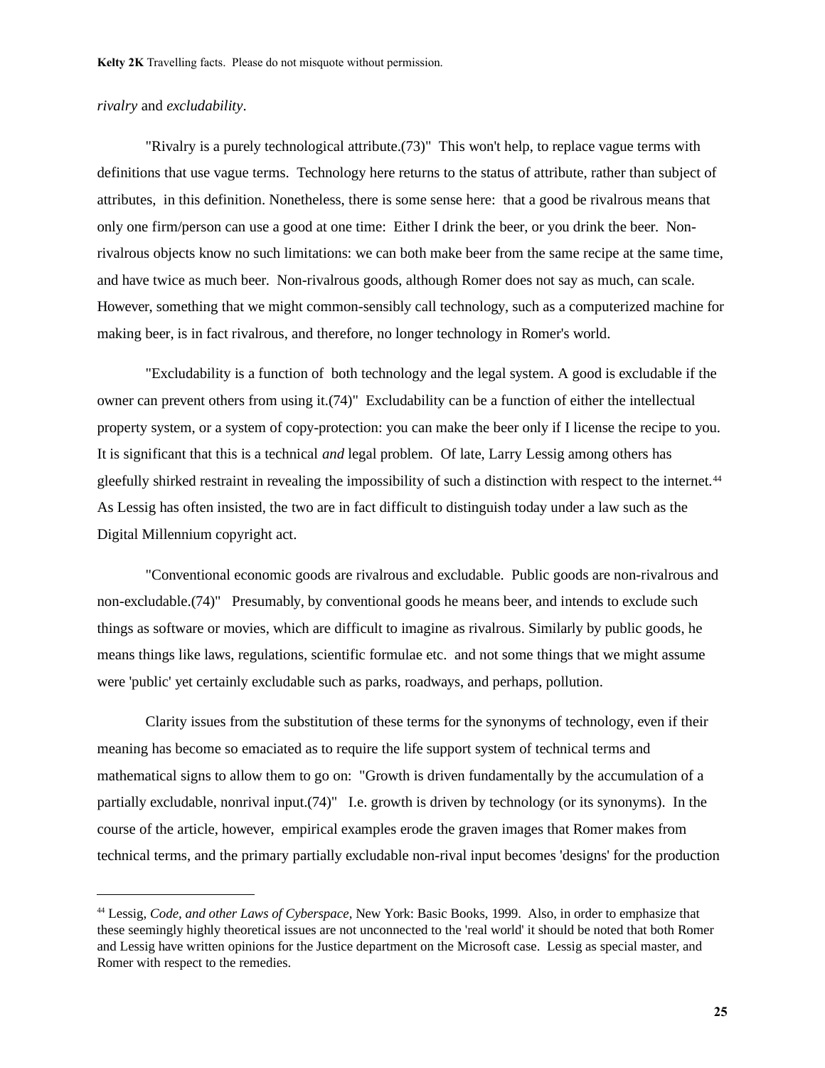*rivalry* and *excludability*.

"Rivalry is a purely technological attribute.(73)" This won't help, to replace vague terms with definitions that use vague terms. Technology here returns to the status of attribute, rather than subject of attributes, in this definition. Nonetheless, there is some sense here: that a good be rivalrous means that only one firm/person can use a good at one time: Either I drink the beer, or you drink the beer. Non-rivalrous objects know no such limitations: we can both make beer from the same recipe at the same time, and have twice as much beer. Non-rivalrous goods, although Romer does not say as much, can scale. However, something that we might common-sensibly call technology, such as a computerized machine for making beer, is in fact rivalrous, and therefore, no longer technology in Romer's world.

"Excludability is a function of both technology and the legal system. A good is excludable if the owner can prevent others from using it.(74)" Excludability can be a function of either the intellectual property system, or a system of copy-protection: you can make the beer only if I license the recipe to you. It is significant that this is a technical *and* legal problem. Of late, Larry Lessig among others has gleefully shirked restraint in revealing the impossibility of such a distinction with respect to the internet.[44] As Lessig has often insisted, the two are in fact difficult to distinguish today under a law such as the Digital Millennium copyright act.

"Conventional economic goods are rivalrous and excludable. Public goods are non-rivalrous and non-excludable.(74)" Presumably, by conventional goods he means beer, and intends to exclude such things as software or movies, which are difficult to imagine as rivalrous. Similarly by public goods, he means things like laws, regulations, scientific formulae etc. and not some things that we might assume were 'public' yet certainly excludable such as parks, roadways, and perhaps, pollution.

Clarity issues from the substitution of these terms for the synonyms of technology, even if their meaning has become so emaciated as to require the life support system of technical terms and mathematical signs to allow them to go on: "Growth is driven fundamentally by the accumulation of a partially excludable, nonrival input.(74)" I.e. growth is driven by technology (or its synonyms). In the course of the article, however, empirical examples erode the graven images that Romer makes from technical terms, and the primary partially excludable non-rival input becomes 'designs' for the production

[44] Lessig, *Code, and other Laws of Cyberspace*, New York: Basic Books, 1999. Also, in order to emphasize that these seemingly highly theoretical issues are not unconnected to the 'real world' it should be noted that both Romer and Lessig have written opinions for the Justice department on the Microsoft case. Lessig as special master, and Romer with respect to the remedies.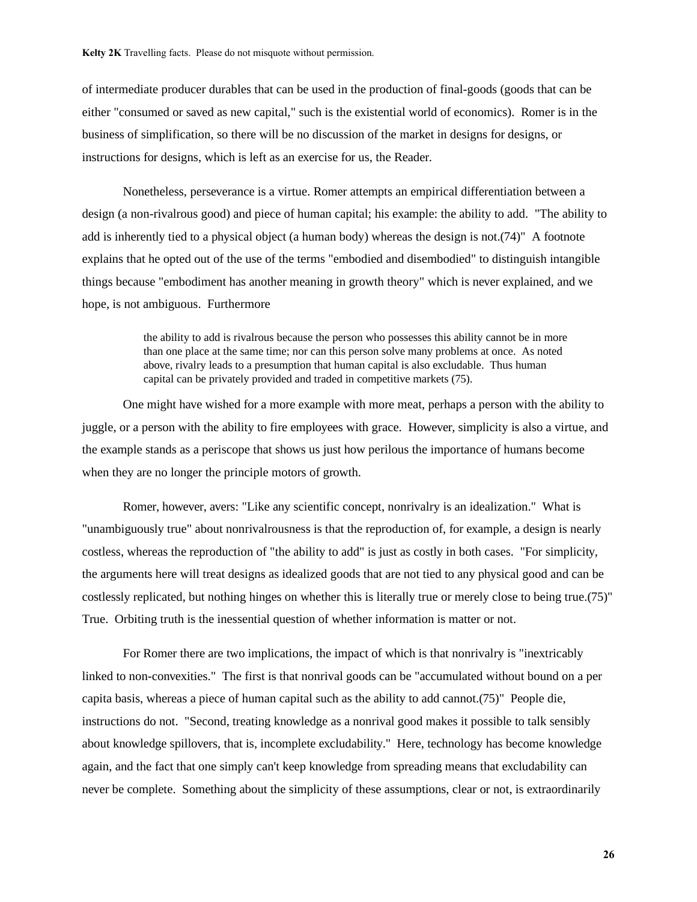of intermediate producer durables that can be used in the production of final-goods (goods that can be either "consumed or saved as new capital," such is the existential world of economics). Romer is in the business of simplification, so there will be no discussion of the market in designs for designs, or instructions for designs, which is left as an exercise for us, the Reader.

Nonetheless, perseverance is a virtue. Romer attempts an empirical differentiation between a design (a non-rivalrous good) and piece of human capital; his example: the ability to add. "The ability to add is inherently tied to a physical object (a human body) whereas the design is not.(74)" A footnote explains that he opted out of the use of the terms "embodied and disembodied" to distinguish intangible things because "embodiment has another meaning in growth theory" which is never explained, and we hope, is not ambiguous. Furthermore

> the ability to add is rivalrous because the person who possesses this ability cannot be in more than one place at the same time; nor can this person solve many problems at once. As noted above, rivalry leads to a presumption that human capital is also excludable. Thus human capital can be privately provided and traded in competitive markets (75).

One might have wished for a more example with more meat, perhaps a person with the ability to juggle, or a person with the ability to fire employees with grace. However, simplicity is also a virtue, and the example stands as a periscope that shows us just how perilous the importance of humans become when they are no longer the principle motors of growth.

Romer, however, avers: "Like any scientific concept, nonrivalry is an idealization." What is "unambiguously true" about nonrivalrousness is that the reproduction of, for example, a design is nearly costless, whereas the reproduction of "the ability to add" is just as costly in both cases. "For simplicity, the arguments here will treat designs as idealized goods that are not tied to any physical good and can be costlessly replicated, but nothing hinges on whether this is literally true or merely close to being true.(75)" True. Orbiting truth is the inessential question of whether information is matter or not.

For Romer there are two implications, the impact of which is that nonrivalry is "inextricably linked to non-convexities." The first is that nonrival goods can be "accumulated without bound on a per capita basis, whereas a piece of human capital such as the ability to add cannot.(75)" People die, instructions do not. "Second, treating knowledge as a nonrival good makes it possible to talk sensibly about knowledge spillovers, that is, incomplete excludability." Here, technology has become knowledge again, and the fact that one simply can't keep knowledge from spreading means that excludability can never be complete. Something about the simplicity of these assumptions, clear or not, is extraordinarily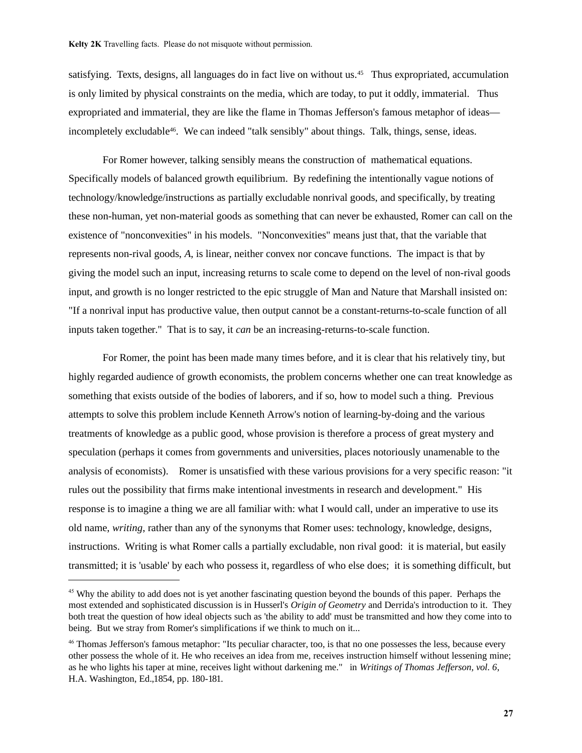satisfying. Texts, designs, all languages do in fact live on without us.[45] Thus expropriated, accumulation is only limited by physical constraints on the media, which are today, to put it oddly, immaterial. Thus expropriated and immaterial, they are like the flame in Thomas Jefferson's famous metaphor of ideas—incompletely excludable[46]. We can indeed "talk sensibly" about things. Talk, things, sense, ideas.

For Romer however, talking sensibly means the construction of mathematical equations. Specifically models of balanced growth equilibrium. By redefining the intentionally vague notions of technology/knowledge/instructions as partially excludable nonrival goods, and specifically, by treating these non-human, yet non-material goods as something that can never be exhausted, Romer can call on the existence of "nonconvexities" in his models. "Nonconvexities" means just that, that the variable that represents non-rival goods, $A$, is linear, neither convex nor concave functions. The impact is that by giving the model such an input, increasing returns to scale come to depend on the level of non-rival goods input, and growth is no longer restricted to the epic struggle of Man and Nature that Marshall insisted on: "If a nonrival input has productive value, then output cannot be a constant-returns-to-scale function of all inputs taken together." That is to say, it *can* be an increasing-returns-to-scale function.

For Romer, the point has been made many times before, and it is clear that his relatively tiny, but highly regarded audience of growth economists, the problem concerns whether one can treat knowledge as something that exists outside of the bodies of laborers, and if so, how to model such a thing. Previous attempts to solve this problem include Kenneth Arrow's notion of learning-by-doing and the various treatments of knowledge as a public good, whose provision is therefore a process of great mystery and speculation (perhaps it comes from governments and universities, places notoriously unamenable to the analysis of economists). Romer is unsatisfied with these various provisions for a very specific reason: "it rules out the possibility that firms make intentional investments in research and development." His response is to imagine a thing we are all familiar with: what I would call, under an imperative to use its old name, *writing*, rather than any of the synonyms that Romer uses: technology, knowledge, designs, instructions. Writing is what Romer calls a partially excludable, non rival good: it is material, but easily transmitted; it is 'usable' by each who possess it, regardless of who else does; it is something difficult, but

---

[45] Why the ability to add does not is yet another fascinating question beyond the bounds of this paper. Perhaps the most extended and sophisticated discussion is in Husserl's *Origin of Geometry* and Derrida's introduction to it. They both treat the question of how ideal objects such as 'the ability to add' must be transmitted and how they come into to being. But we stray from Romer's simplifications if we think to much on it...

[46] Thomas Jefferson's famous metaphor: "Its peculiar character, too, is that no one possesses the less, because every other possess the whole of it. He who receives an idea from me, receives instruction himself without lessening mine; as he who lights his taper at mine, receives light without darkening me." in *Writings of Thomas Jefferson, vol. 6*, H.A. Washington, Ed.,1854, pp. 180-181.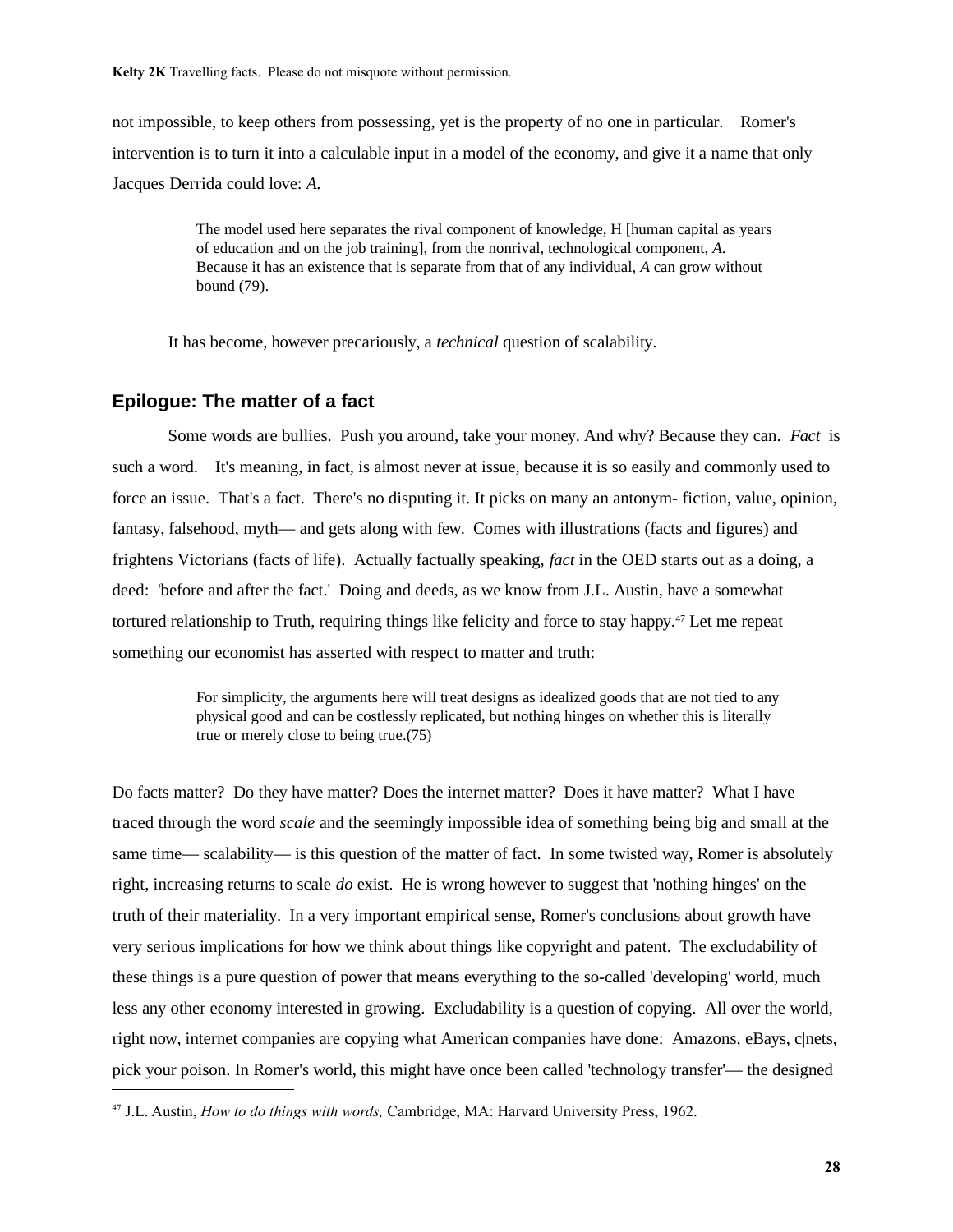not impossible, to keep others from possessing, yet is the property of no one in particular. Romer's intervention is to turn it into a calculable input in a model of the economy, and give it a name that only Jacques Derrida could love: *A*.

> The model used here separates the rival component of knowledge, H [human capital as years of education and on the job training], from the nonrival, technological component, *A*. Because it has an existence that is separate from that of any individual, *A* can grow without bound (79).

It has become, however precariously, a *technical* question of scalability.

## Epilogue: The matter of a fact

Some words are bullies. Push you around, take your money. And why? Because they can. *Fact* is such a word. It's meaning, in fact, is almost never at issue, because it is so easily and commonly used to force an issue. That's a fact. There's no disputing it. It picks on many an antonym- fiction, value, opinion, fantasy, falsehood, myth— and gets along with few. Comes with illustrations (facts and figures) and frightens Victorians (facts of life). Actually factually speaking, *fact* in the OED starts out as a doing, a deed: 'before and after the fact.' Doing and deeds, as we know from J.L. Austin, have a somewhat tortured relationship to Truth, requiring things like felicity and force to stay happy.[47] Let me repeat something our economist has asserted with respect to matter and truth:

> For simplicity, the arguments here will treat designs as idealized goods that are not tied to any physical good and can be costlessly replicated, but nothing hinges on whether this is literally true or merely close to being true.(75)

Do facts matter? Do they have matter? Does the internet matter? Does it have matter? What I have traced through the word *scale* and the seemingly impossible idea of something being big and small at the same time— scalability— is this question of the matter of fact. In some twisted way, Romer is absolutely right, increasing returns to scale *do* exist. He is wrong however to suggest that 'nothing hinges' on the truth of their materiality. In a very important empirical sense, Romer's conclusions about growth have very serious implications for how we think about things like copyright and patent. The excludability of these things is a pure question of power that means everything to the so-called 'developing' world, much less any other economy interested in growing. Excludability is a question of copying. All over the world, right now, internet companies are copying what American companies have done: Amazons, eBays, c|nets, pick your poison. In Romer's world, this might have once been called 'technology transfer'— the designed

[47] J.L. Austin, *How to do things with words,* Cambridge, MA: Harvard University Press, 1962.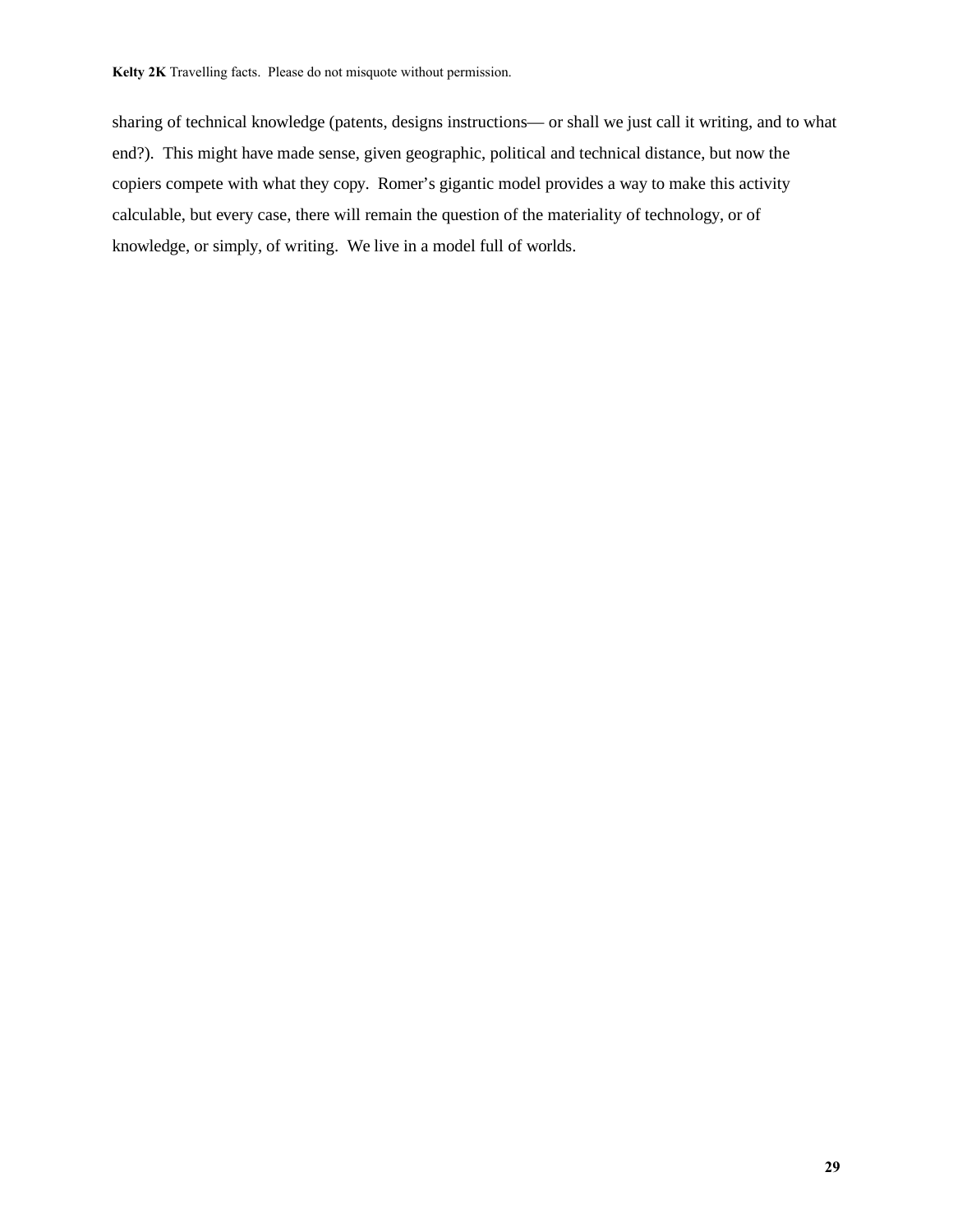sharing of technical knowledge (patents, designs instructions— or shall we just call it writing, and to what end?). This might have made sense, given geographic, political and technical distance, but now the copiers compete with what they copy. Romer's gigantic model provides a way to make this activity calculable, but every case, there will remain the question of the materiality of technology, or of knowledge, or simply, of writing. We live in a model full of worlds.